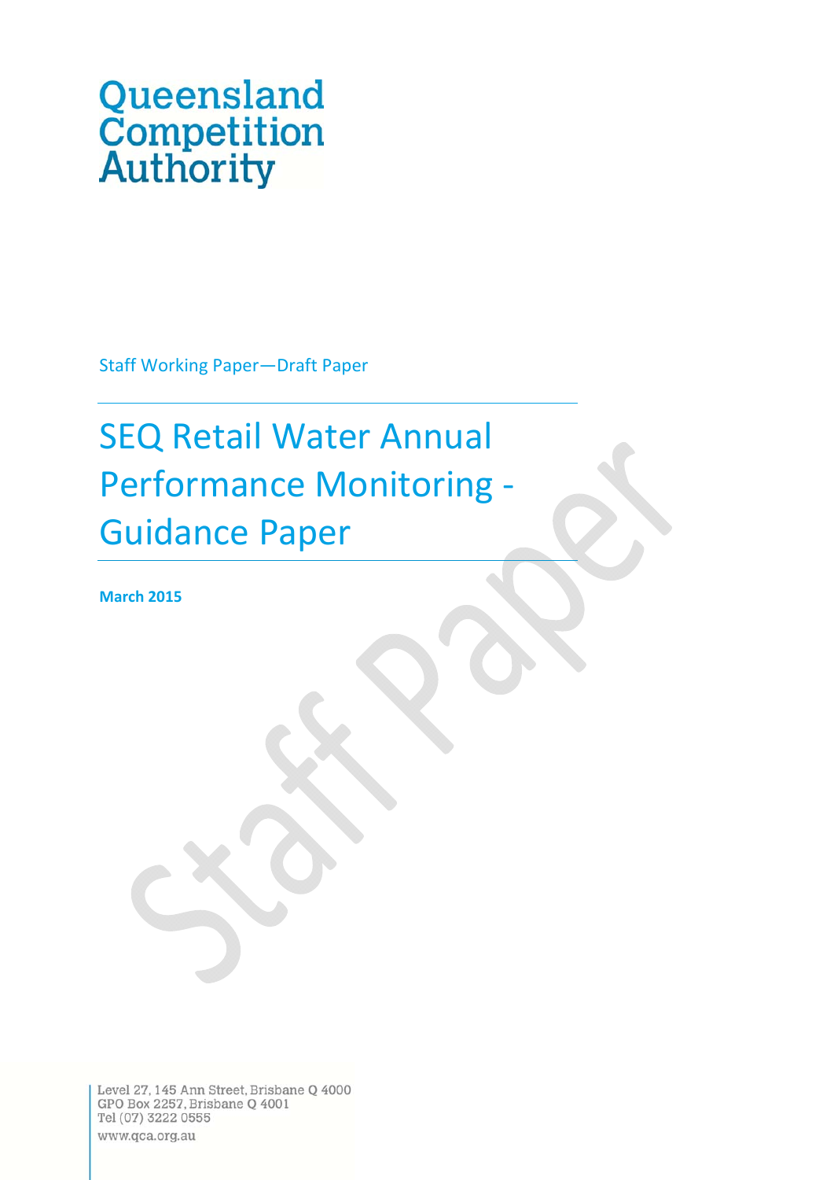Queensland Competition Authority

Staff Working Paper—Draft Paper

# SEQ Retail Water Annual Performance Monitoring - Guidance Paper

**March 2015**

Level 27, 145 Ann Street, Brisbane Q 4000
GPO Box 2257, Brisbane Q 4001
Tel (07) 3222 0555
www.qca.org.au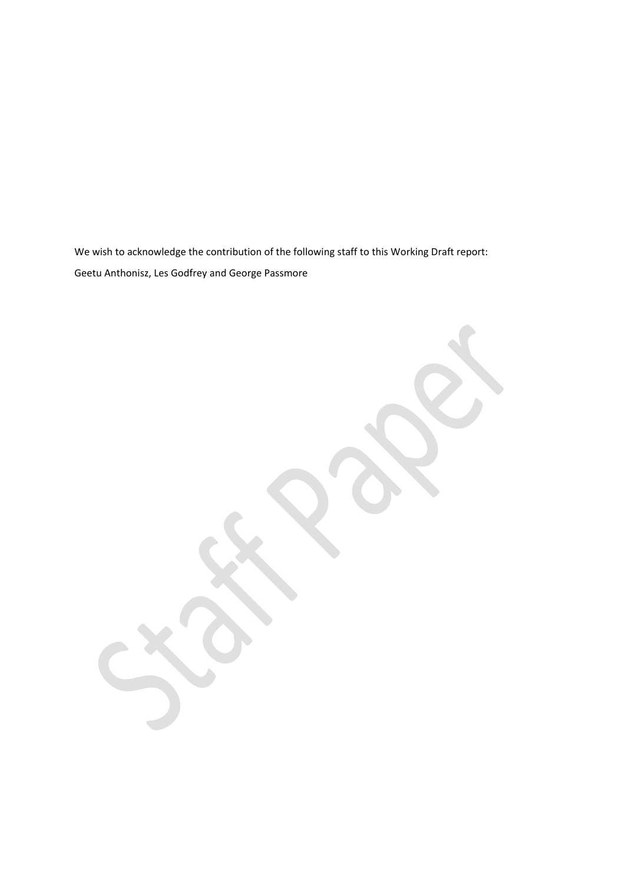We wish to acknowledge the contribution of the following staff to this Working Draft report:

Geetu Anthonisz, Les Godfrey and George Passmore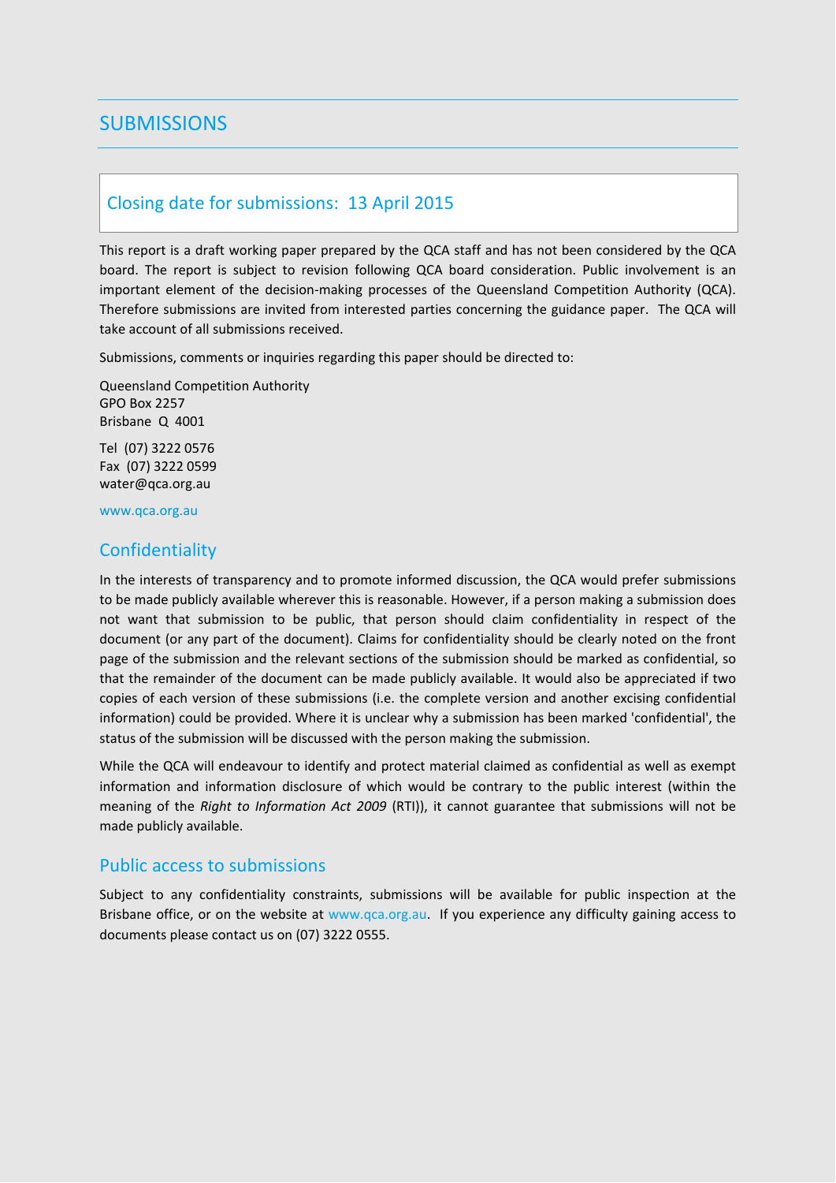# SUBMISSIONS

## Closing date for submissions: 13 April 2015

This report is a draft working paper prepared by the QCA staff and has not been considered by the QCA board. The report is subject to revision following QCA board consideration. Public involvement is an important element of the decision-making processes of the Queensland Competition Authority (QCA). Therefore submissions are invited from interested parties concerning the guidance paper. The QCA will take account of all submissions received.

Submissions, comments or inquiries regarding this paper should be directed to:

Queensland Competition Authority
GPO Box 2257
Brisbane Q 4001

Tel (07) 3222 0576
Fax (07) 3222 0599
water@qca.org.au

www.qca.org.au

## Confidentiality

In the interests of transparency and to promote informed discussion, the QCA would prefer submissions to be made publicly available wherever this is reasonable. However, if a person making a submission does not want that submission to be public, that person should claim confidentiality in respect of the document (or any part of the document). Claims for confidentiality should be clearly noted on the front page of the submission and the relevant sections of the submission should be marked as confidential, so that the remainder of the document can be made publicly available. It would also be appreciated if two copies of each version of these submissions (i.e. the complete version and another excising confidential information) could be provided. Where it is unclear why a submission has been marked 'confidential', the status of the submission will be discussed with the person making the submission.

While the QCA will endeavour to identify and protect material claimed as confidential as well as exempt information and information disclosure of which would be contrary to the public interest (within the meaning of the *Right to Information Act 2009* (RTI)), it cannot guarantee that submissions will not be made publicly available.

## Public access to submissions

Subject to any confidentiality constraints, submissions will be available for public inspection at the Brisbane office, or on the website at www.qca.org.au. If you experience any difficulty gaining access to documents please contact us on (07) 3222 0555.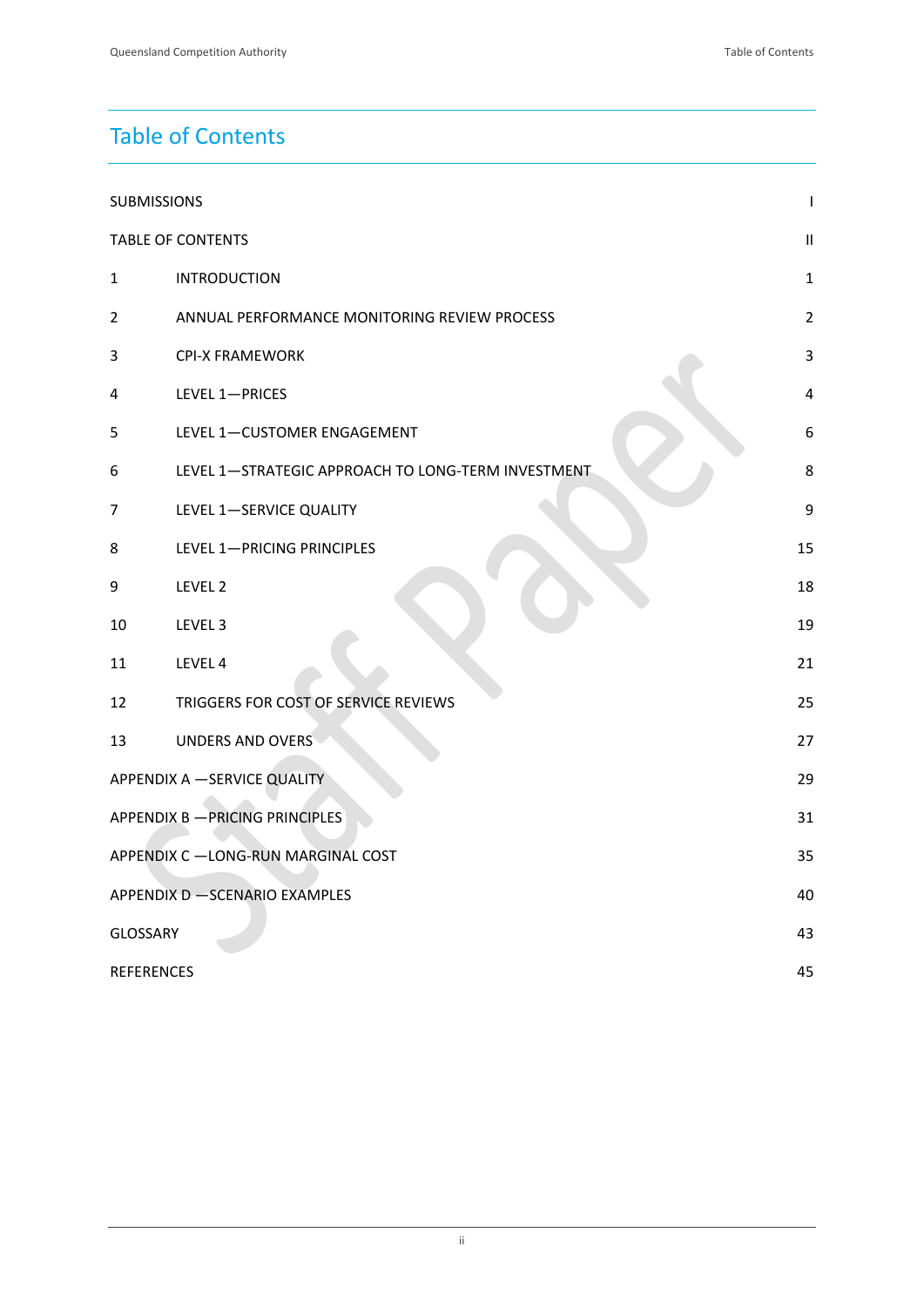# Table of Contents

| | | |
|---|---|---|
| SUBMISSIONS | | I |
| TABLE OF CONTENTS | | II |
| 1 | INTRODUCTION | 1 |
| 2 | ANNUAL PERFORMANCE MONITORING REVIEW PROCESS | 2 |
| 3 | CPI-X FRAMEWORK | 3 |
| 4 | LEVEL 1—PRICES | 4 |
| 5 | LEVEL 1—CUSTOMER ENGAGEMENT | 6 |
| 6 | LEVEL 1—STRATEGIC APPROACH TO LONG-TERM INVESTMENT | 8 |
| 7 | LEVEL 1—SERVICE QUALITY | 9 |
| 8 | LEVEL 1—PRICING PRINCIPLES | 15 |
| 9 | LEVEL 2 | 18 |
| 10 | LEVEL 3 | 19 |
| 11 | LEVEL 4 | 21 |
| 12 | TRIGGERS FOR COST OF SERVICE REVIEWS | 25 |
| 13 | UNDERS AND OVERS | 27 |
| APPENDIX A —SERVICE QUALITY | | 29 |
| APPENDIX B —PRICING PRINCIPLES | | 31 |
| APPENDIX C —LONG-RUN MARGINAL COST | | 35 |
| APPENDIX D —SCENARIO EXAMPLES | | 40 |
| GLOSSARY | | 43 |
| REFERENCES | | 45 |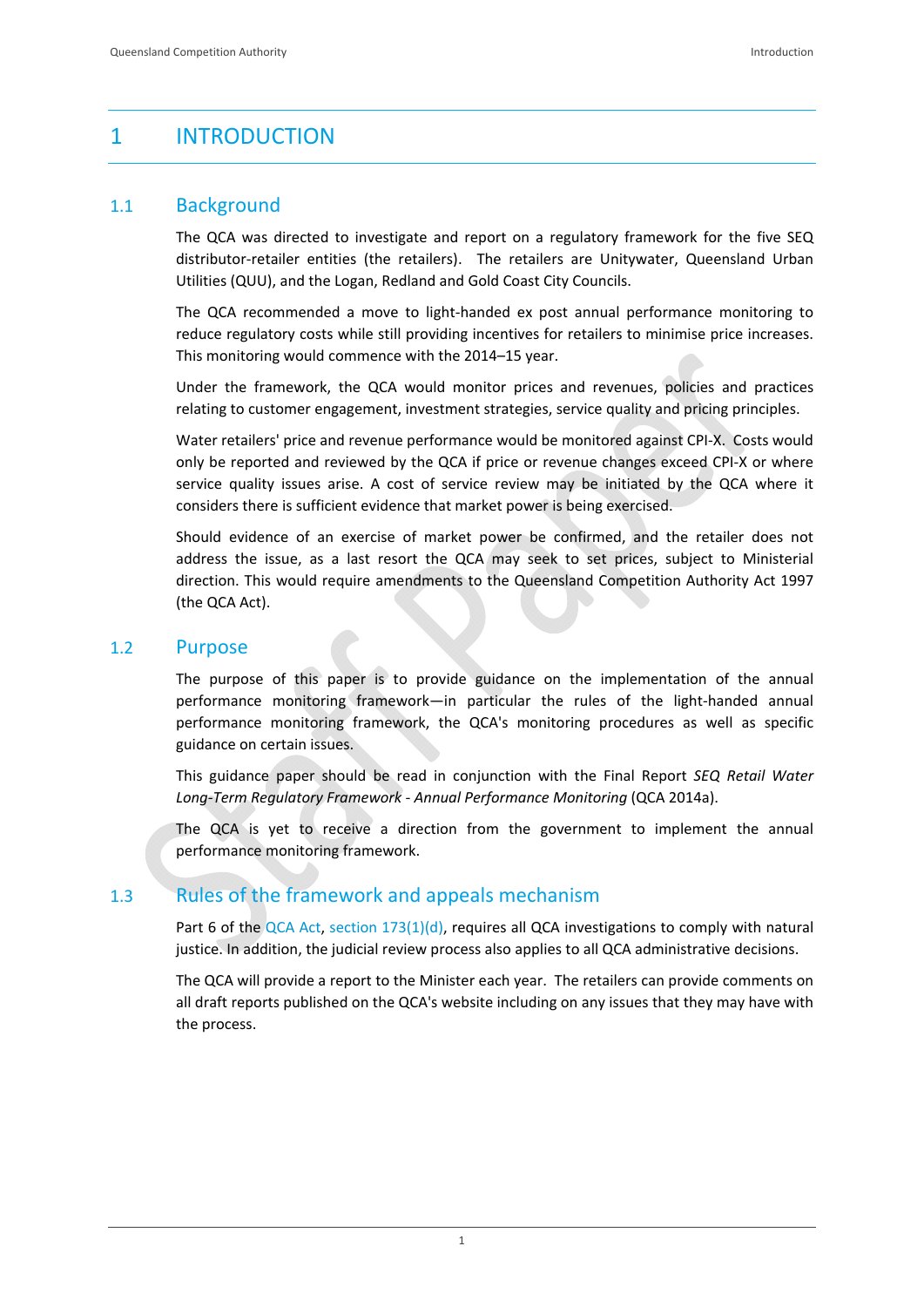# 1 INTRODUCTION

## 1.1 Background

The QCA was directed to investigate and report on a regulatory framework for the five SEQ distributor-retailer entities (the retailers). The retailers are Unitywater, Queensland Urban Utilities (QUU), and the Logan, Redland and Gold Coast City Councils.

The QCA recommended a move to light-handed ex post annual performance monitoring to reduce regulatory costs while still providing incentives for retailers to minimise price increases. This monitoring would commence with the 2014–15 year.

Under the framework, the QCA would monitor prices and revenues, policies and practices relating to customer engagement, investment strategies, service quality and pricing principles.

Water retailers' price and revenue performance would be monitored against CPI-X. Costs would only be reported and reviewed by the QCA if price or revenue changes exceed CPI-X or where service quality issues arise. A cost of service review may be initiated by the QCA where it considers there is sufficient evidence that market power is being exercised.

Should evidence of an exercise of market power be confirmed, and the retailer does not address the issue, as a last resort the QCA may seek to set prices, subject to Ministerial direction. This would require amendments to the Queensland Competition Authority Act 1997 (the QCA Act).

## 1.2 Purpose

The purpose of this paper is to provide guidance on the implementation of the annual performance monitoring framework—in particular the rules of the light-handed annual performance monitoring framework, the QCA's monitoring procedures as well as specific guidance on certain issues.

This guidance paper should be read in conjunction with the Final Report *SEQ Retail Water Long-Term Regulatory Framework - Annual Performance Monitoring* (QCA 2014a).

The QCA is yet to receive a direction from the government to implement the annual performance monitoring framework.

## 1.3 Rules of the framework and appeals mechanism

Part 6 of the QCA Act, section 173(1)(d), requires all QCA investigations to comply with natural justice. In addition, the judicial review process also applies to all QCA administrative decisions.

The QCA will provide a report to the Minister each year. The retailers can provide comments on all draft reports published on the QCA's website including on any issues that they may have with the process.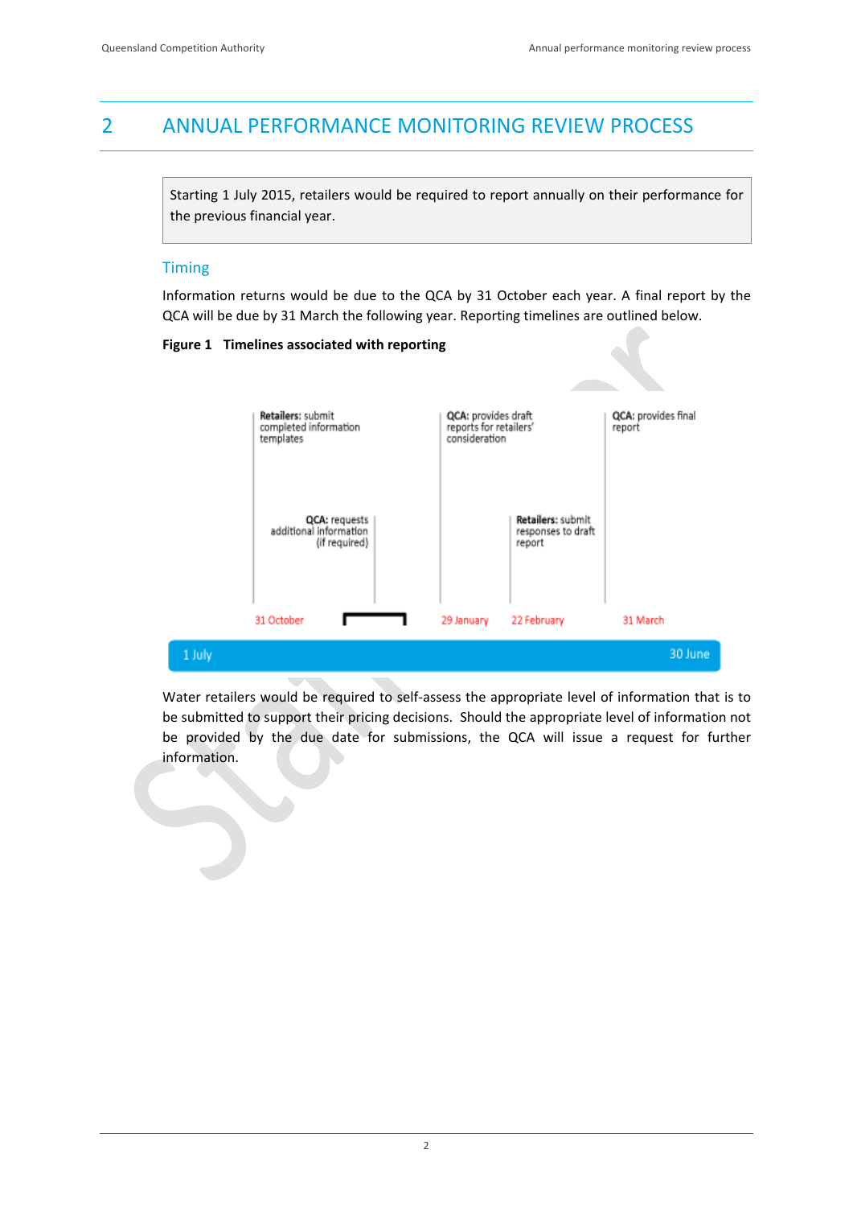# 2 ANNUAL PERFORMANCE MONITORING REVIEW PROCESS

Starting 1 July 2015, retailers would be required to report annually on their performance for the previous financial year.

## Timing

Information returns would be due to the QCA by 31 October each year. A final report by the QCA will be due by 31 March the following year. Reporting timelines are outlined below.

**Figure 1 Timelines associated with reporting**

- **31 October** — **Retailers:** submit completed information templates
- **QCA:** requests additional information (if required)
- **29 January** — **QCA:** provides draft reports for retailers' consideration
- **22 February** — **Retailers:** submit responses to draft report
- **31 March** — **QCA:** provides final report

1 July — 30 June

Water retailers would be required to self-assess the appropriate level of information that is to be submitted to support their pricing decisions. Should the appropriate level of information not be provided by the due date for submissions, the QCA will issue a request for further information.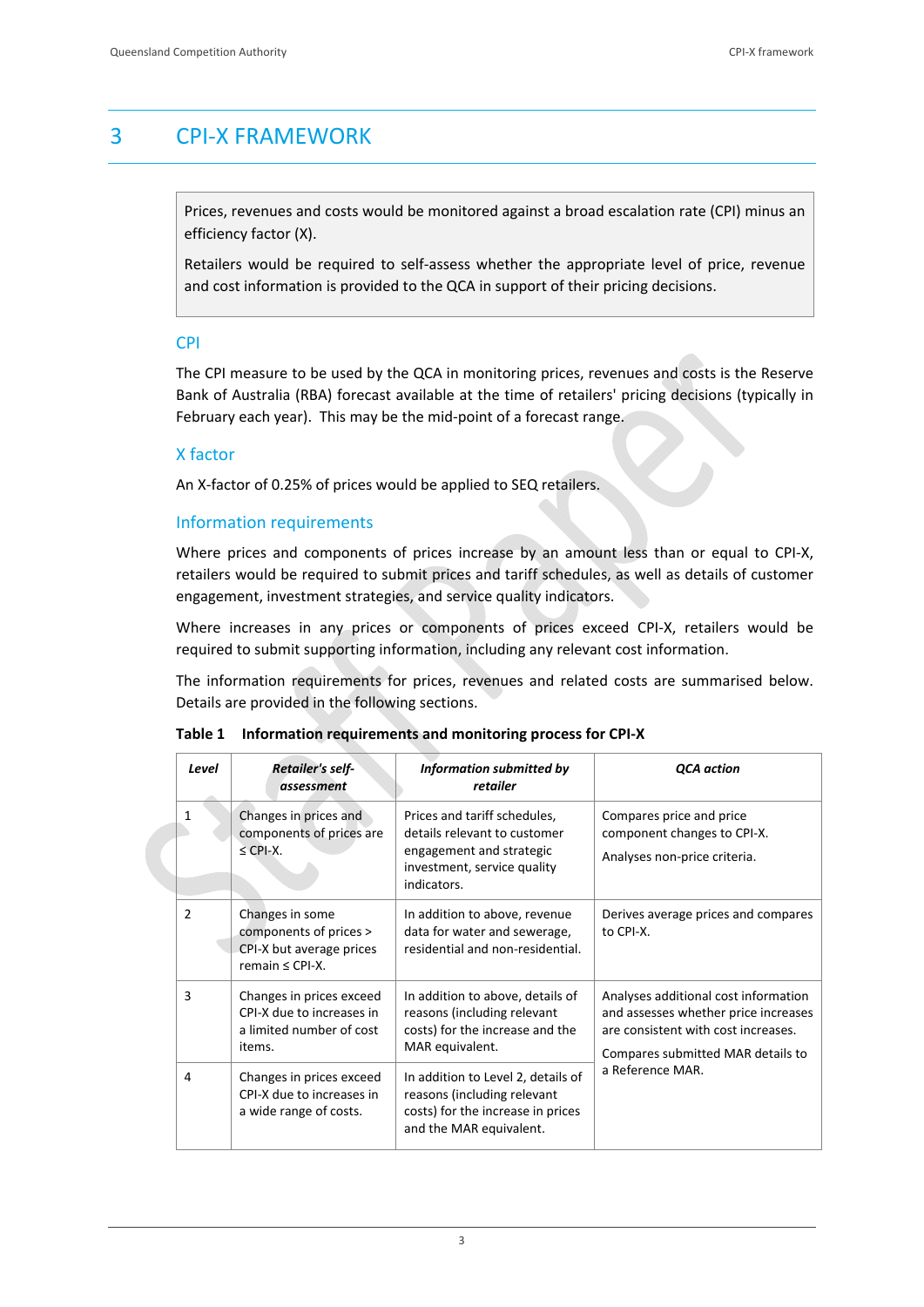# 3 CPI-X FRAMEWORK

> Prices, revenues and costs would be monitored against a broad escalation rate (CPI) minus an efficiency factor (X).
>
> Retailers would be required to self-assess whether the appropriate level of price, revenue and cost information is provided to the QCA in support of their pricing decisions.

## CPI

The CPI measure to be used by the QCA in monitoring prices, revenues and costs is the Reserve Bank of Australia (RBA) forecast available at the time of retailers' pricing decisions (typically in February each year). This may be the mid-point of a forecast range.

## X factor

An X-factor of 0.25% of prices would be applied to SEQ retailers.

## Information requirements

Where prices and components of prices increase by an amount less than or equal to CPI-X, retailers would be required to submit prices and tariff schedules, as well as details of customer engagement, investment strategies, and service quality indicators.

Where increases in any prices or components of prices exceed CPI-X, retailers would be required to submit supporting information, including any relevant cost information.

The information requirements for prices, revenues and related costs are summarised below. Details are provided in the following sections.

**Table 1 Information requirements and monitoring process for CPI-X**

| *Level* | *Retailer's self-assessment* | *Information submitted by retailer* | *QCA action* |
|---|---|---|---|
| 1 | Changes in prices and components of prices are ≤ CPI-X. | Prices and tariff schedules, details relevant to customer engagement and strategic investment, service quality indicators. | Compares price and price component changes to CPI-X. Analyses non-price criteria. |
| 2 | Changes in some components of prices > CPI-X but average prices remain ≤ CPI-X. | In addition to above, revenue data for water and sewerage, residential and non-residential. | Derives average prices and compares to CPI-X. |
| 3 | Changes in prices exceed CPI-X due to increases in a limited number of cost items. | In addition to above, details of reasons (including relevant costs) for the increase and the MAR equivalent. | Analyses additional cost information and assesses whether price increases are consistent with cost increases. Compares submitted MAR details to a Reference MAR. |
| 4 | Changes in prices exceed CPI-X due to increases in a wide range of costs. | In addition to Level 2, details of reasons (including relevant costs) for the increase in prices and the MAR equivalent. | |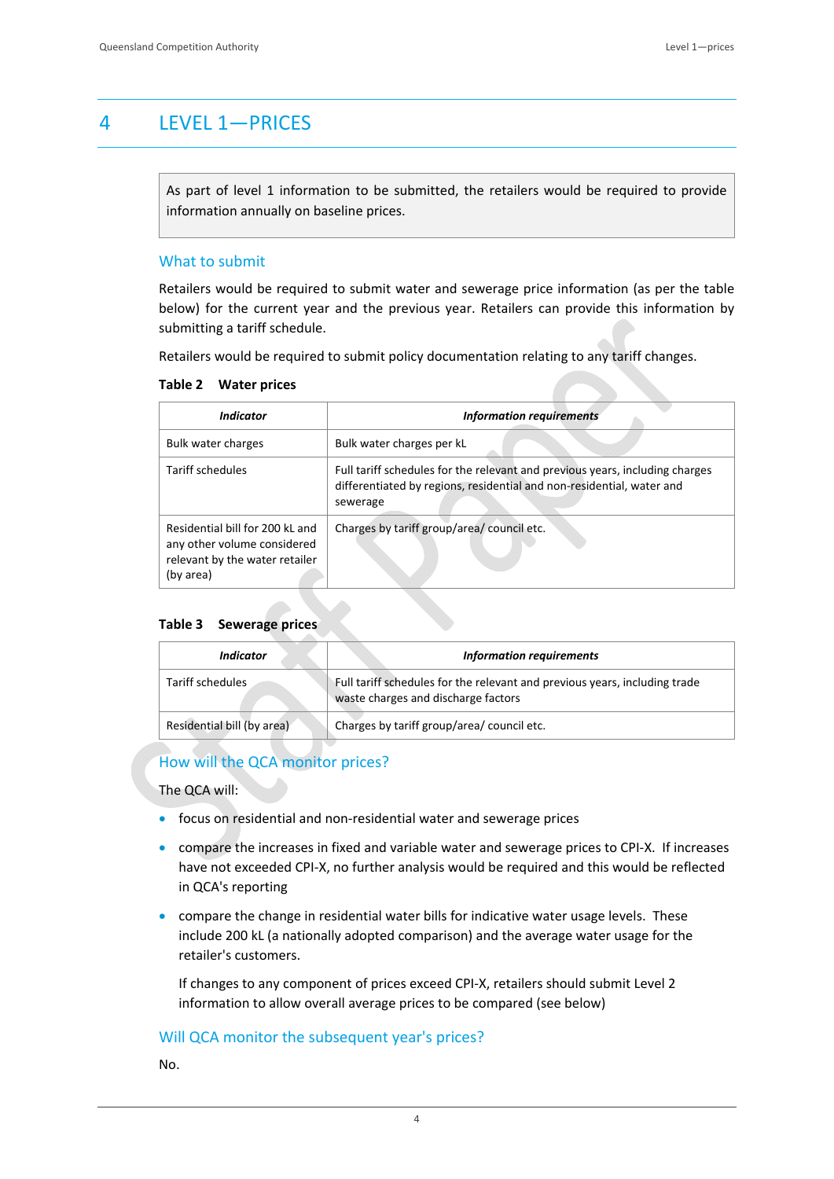# 4 LEVEL 1—PRICES

As part of level 1 information to be submitted, the retailers would be required to provide information annually on baseline prices.

## What to submit

Retailers would be required to submit water and sewerage price information (as per the table below) for the current year and the previous year. Retailers can provide this information by submitting a tariff schedule.

Retailers would be required to submit policy documentation relating to any tariff changes.

**Table 2 Water prices**

| *Indicator* | *Information requirements* |
|---|---|
| Bulk water charges | Bulk water charges per kL |
| Tariff schedules | Full tariff schedules for the relevant and previous years, including charges differentiated by regions, residential and non-residential, water and sewerage |
| Residential bill for 200 kL and any other volume considered relevant by the water retailer (by area) | Charges by tariff group/area/ council etc. |

**Table 3 Sewerage prices**

| *Indicator* | *Information requirements* |
|---|---|
| Tariff schedules | Full tariff schedules for the relevant and previous years, including trade waste charges and discharge factors |
| Residential bill (by area) | Charges by tariff group/area/ council etc. |

## How will the QCA monitor prices?

The QCA will:

- focus on residential and non-residential water and sewerage prices
- compare the increases in fixed and variable water and sewerage prices to CPI-X. If increases have not exceeded CPI-X, no further analysis would be required and this would be reflected in QCA's reporting
- compare the change in residential water bills for indicative water usage levels. These include 200 kL (a nationally adopted comparison) and the average water usage for the retailer's customers.

  If changes to any component of prices exceed CPI-X, retailers should submit Level 2 information to allow overall average prices to be compared (see below)

## Will QCA monitor the subsequent year's prices?

No.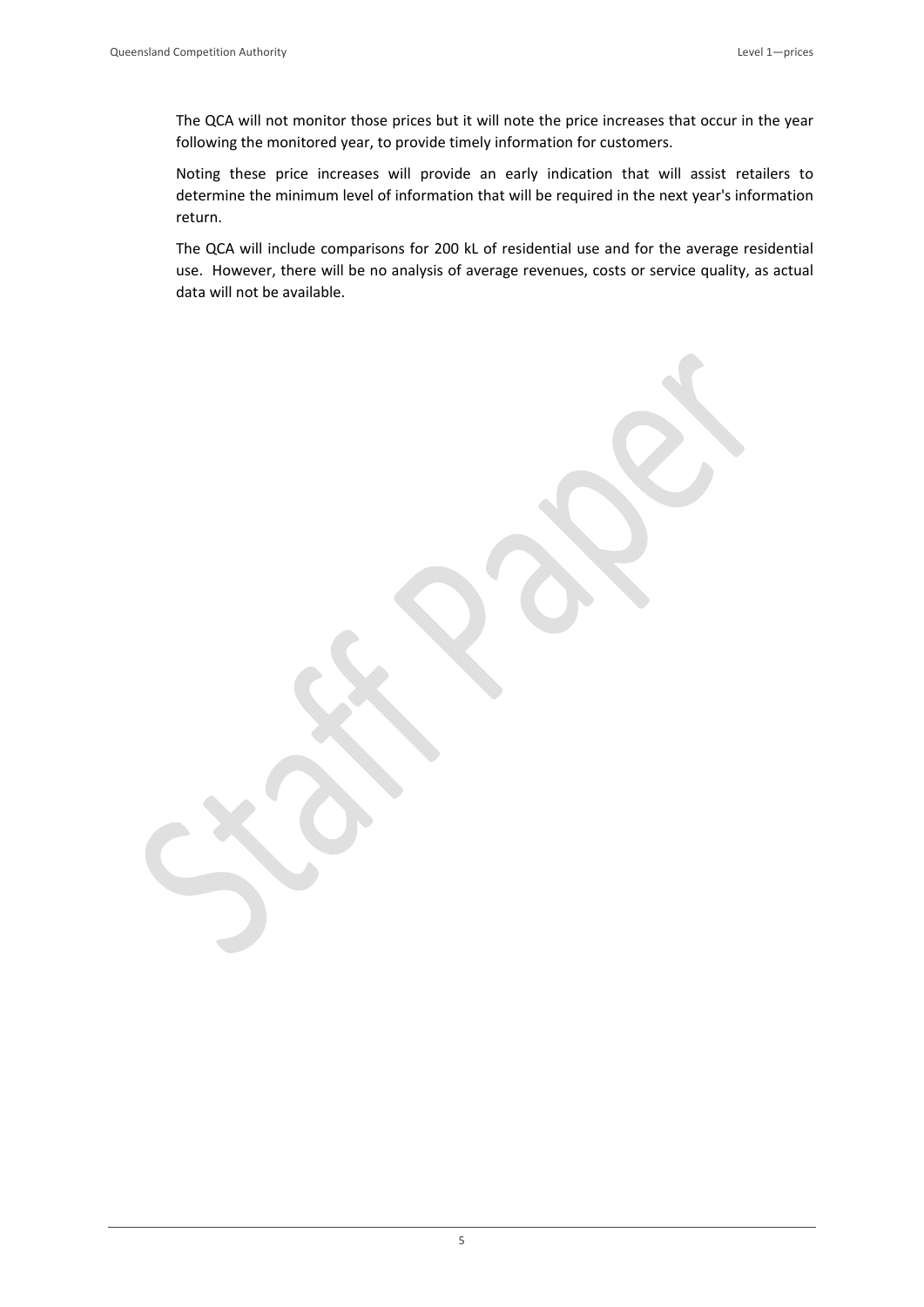The QCA will not monitor those prices but it will note the price increases that occur in the year following the monitored year, to provide timely information for customers.

Noting these price increases will provide an early indication that will assist retailers to determine the minimum level of information that will be required in the next year's information return.

The QCA will include comparisons for 200 kL of residential use and for the average residential use. However, there will be no analysis of average revenues, costs or service quality, as actual data will not be available.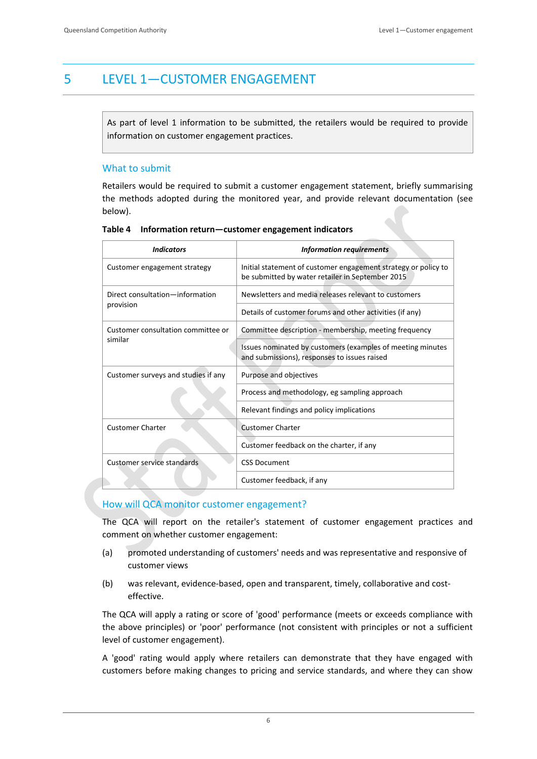# 5 LEVEL 1—CUSTOMER ENGAGEMENT

As part of level 1 information to be submitted, the retailers would be required to provide information on customer engagement practices.

## What to submit

Retailers would be required to submit a customer engagement statement, briefly summarising the methods adopted during the monitored year, and provide relevant documentation (see below).

**Table 4 Information return—customer engagement indicators**

| *Indicators* | *Information requirements* |
|---|---|
| Customer engagement strategy | Initial statement of customer engagement strategy or policy to be submitted by water retailer in September 2015 |
| Direct consultation—information provision | Newsletters and media releases relevant to customers |
| | Details of customer forums and other activities (if any) |
| Customer consultation committee or similar | Committee description - membership, meeting frequency |
| | Issues nominated by customers (examples of meeting minutes and submissions), responses to issues raised |
| Customer surveys and studies if any | Purpose and objectives |
| | Process and methodology, eg sampling approach |
| | Relevant findings and policy implications |
| Customer Charter | Customer Charter |
| | Customer feedback on the charter, if any |
| Customer service standards | CSS Document |
| | Customer feedback, if any |

## How will QCA monitor customer engagement?

The QCA will report on the retailer's statement of customer engagement practices and comment on whether customer engagement:

(a) promoted understanding of customers' needs and was representative and responsive of customer views

(b) was relevant, evidence-based, open and transparent, timely, collaborative and cost-effective.

The QCA will apply a rating or score of 'good' performance (meets or exceeds compliance with the above principles) or 'poor' performance (not consistent with principles or not a sufficient level of customer engagement).

A 'good' rating would apply where retailers can demonstrate that they have engaged with customers before making changes to pricing and service standards, and where they can show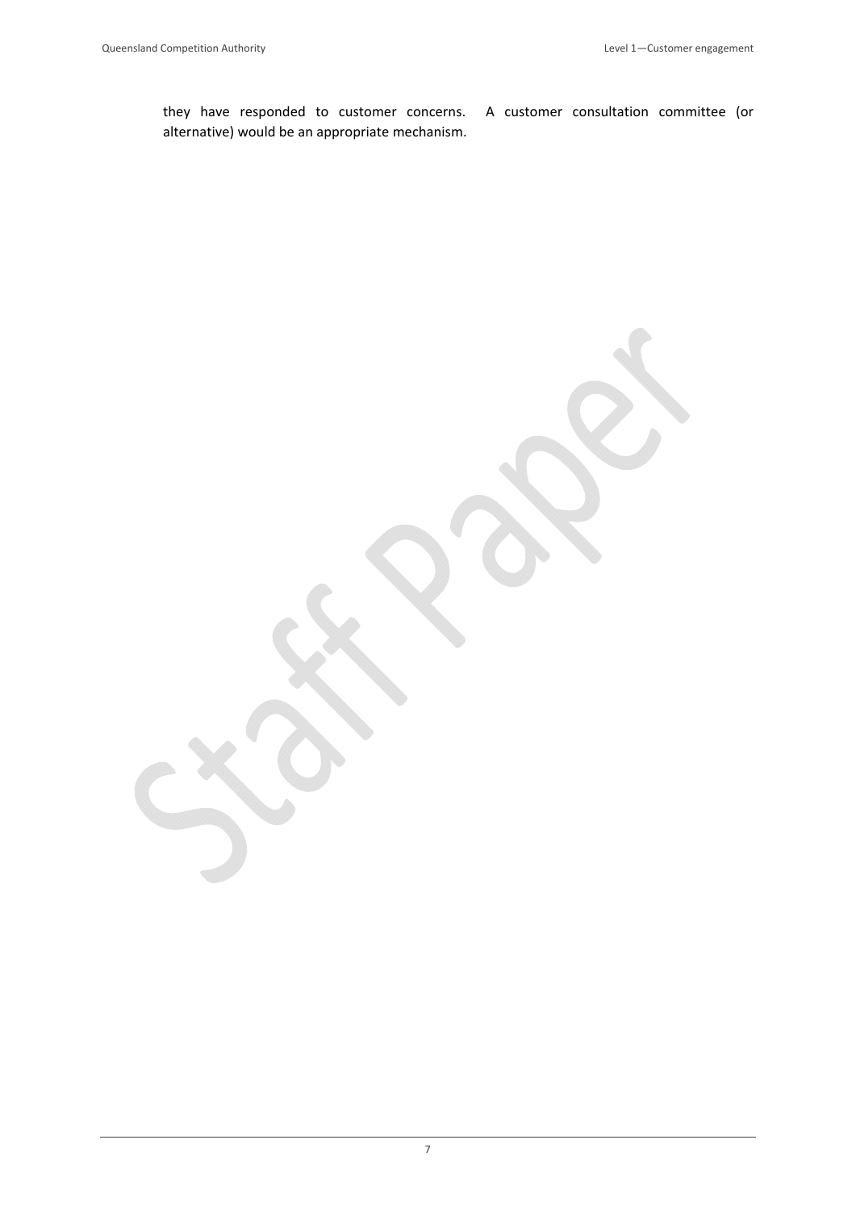they have responded to customer concerns. A customer consultation committee (or alternative) would be an appropriate mechanism.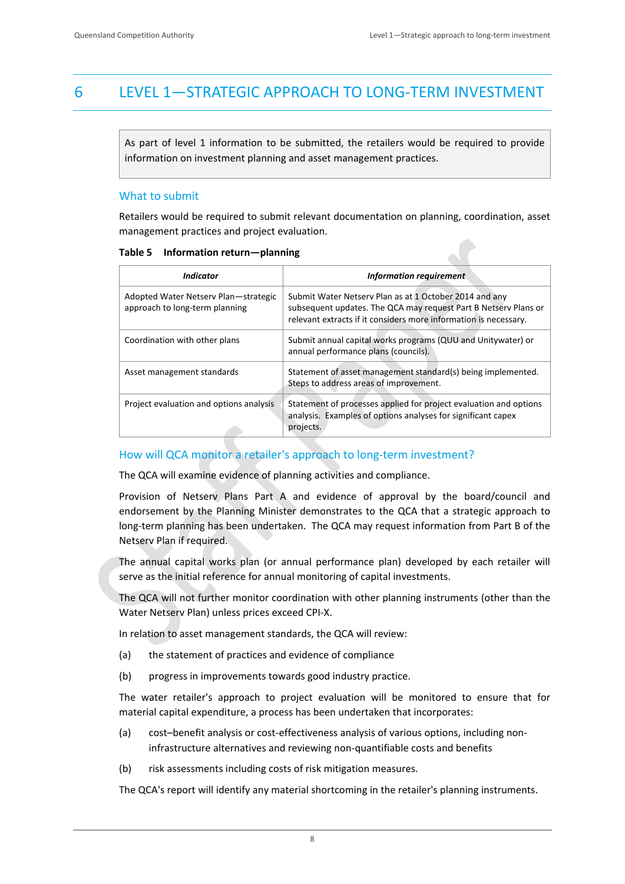# 6 LEVEL 1—STRATEGIC APPROACH TO LONG-TERM INVESTMENT

As part of level 1 information to be submitted, the retailers would be required to provide information on investment planning and asset management practices.

## What to submit

Retailers would be required to submit relevant documentation on planning, coordination, asset management practices and project evaluation.

**Table 5 Information return—planning**

| *Indicator* | *Information requirement* |
|---|---|
| Adopted Water Netserv Plan—strategic approach to long-term planning | Submit Water Netserv Plan as at 1 October 2014 and any subsequent updates. The QCA may request Part B Netserv Plans or relevant extracts if it considers more information is necessary. |
| Coordination with other plans | Submit annual capital works programs (QUU and Unitywater) or annual performance plans (councils). |
| Asset management standards | Statement of asset management standard(s) being implemented. Steps to address areas of improvement. |
| Project evaluation and options analysis | Statement of processes applied for project evaluation and options analysis. Examples of options analyses for significant capex projects. |

## How will QCA monitor a retailer's approach to long-term investment?

The QCA will examine evidence of planning activities and compliance.

Provision of Netserv Plans Part A and evidence of approval by the board/council and endorsement by the Planning Minister demonstrates to the QCA that a strategic approach to long-term planning has been undertaken. The QCA may request information from Part B of the Netserv Plan if required.

The annual capital works plan (or annual performance plan) developed by each retailer will serve as the initial reference for annual monitoring of capital investments.

The QCA will not further monitor coordination with other planning instruments (other than the Water Netserv Plan) unless prices exceed CPI-X.

In relation to asset management standards, the QCA will review:

(a) the statement of practices and evidence of compliance

(b) progress in improvements towards good industry practice.

The water retailer's approach to project evaluation will be monitored to ensure that for material capital expenditure, a process has been undertaken that incorporates:

(a) cost–benefit analysis or cost-effectiveness analysis of various options, including non-infrastructure alternatives and reviewing non-quantifiable costs and benefits

(b) risk assessments including costs of risk mitigation measures.

The QCA's report will identify any material shortcoming in the retailer's planning instruments.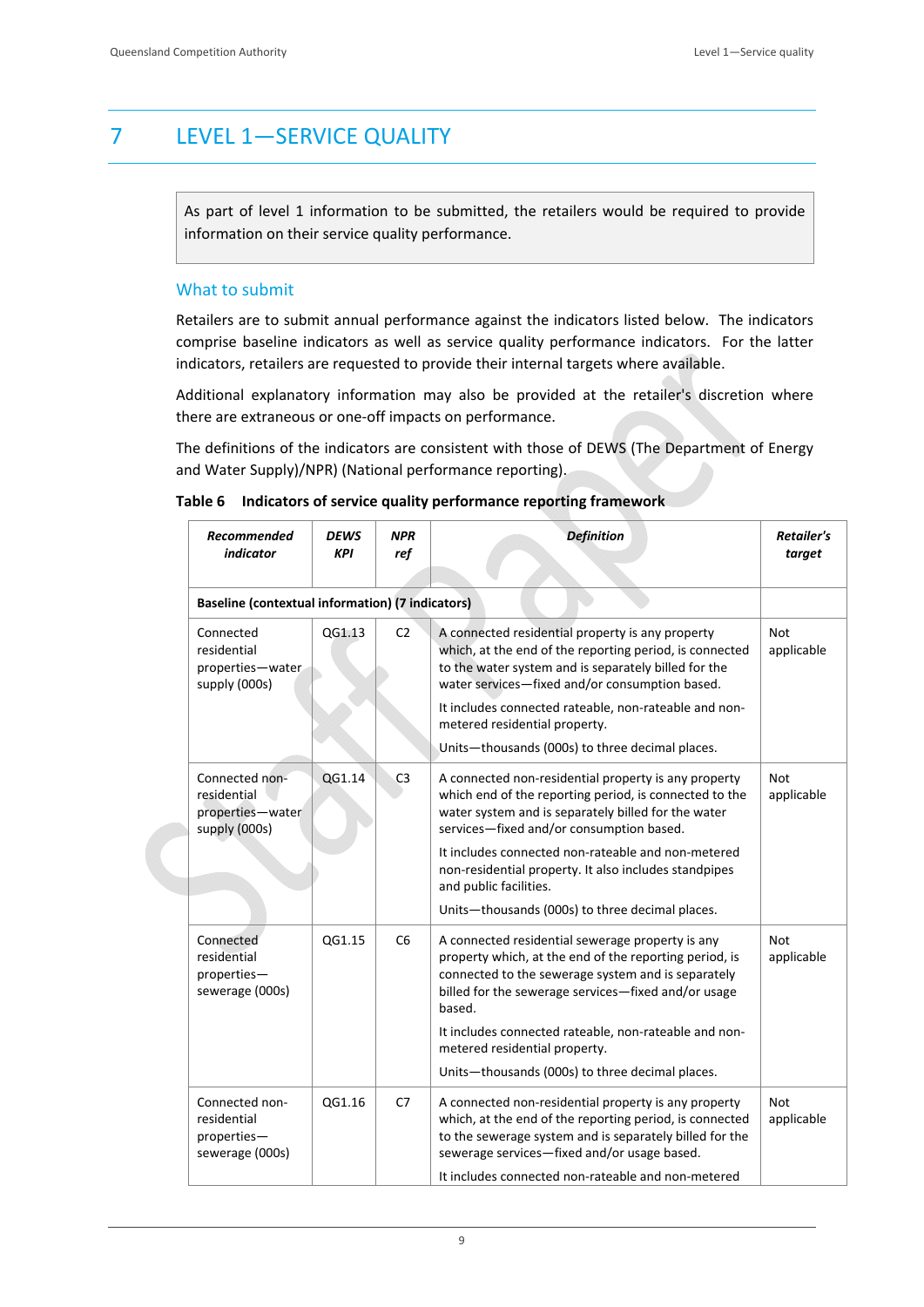# 7 LEVEL 1—SERVICE QUALITY

As part of level 1 information to be submitted, the retailers would be required to provide information on their service quality performance.

## What to submit

Retailers are to submit annual performance against the indicators listed below. The indicators comprise baseline indicators as well as service quality performance indicators. For the latter indicators, retailers are requested to provide their internal targets where available.

Additional explanatory information may also be provided at the retailer's discretion where there are extraneous or one-off impacts on performance.

The definitions of the indicators are consistent with those of DEWS (The Department of Energy and Water Supply)/NPR) (National performance reporting).

**Table 6 Indicators of service quality performance reporting framework**

| ***Recommended indicator*** | ***DEWS KPI*** | ***NPR ref*** | ***Definition*** | ***Retailer's target*** |
|---|---|---|---|---|
| **Baseline (contextual information) (7 indicators)** | | | | |
| Connected residential properties—water supply (000s) | QG1.13 | C2 | A connected residential property is any property which, at the end of the reporting period, is connected to the water system and is separately billed for the water services—fixed and/or consumption based.<br><br>It includes connected rateable, non-rateable and non-metered residential property.<br><br>Units—thousands (000s) to three decimal places. | Not applicable |
| Connected non-residential properties—water supply (000s) | QG1.14 | C3 | A connected non-residential property is any property which end of the reporting period, is connected to the water system and is separately billed for the water services—fixed and/or consumption based.<br><br>It includes connected non-rateable and non-metered non-residential property. It also includes standpipes and public facilities.<br><br>Units—thousands (000s) to three decimal places. | Not applicable |
| Connected residential properties—sewerage (000s) | QG1.15 | C6 | A connected residential sewerage property is any property which, at the end of the reporting period, is connected to the sewerage system and is separately billed for the sewerage services—fixed and/or usage based.<br><br>It includes connected rateable, non-rateable and non-metered residential property.<br><br>Units—thousands (000s) to three decimal places. | Not applicable |
| Connected non-residential properties—sewerage (000s) | QG1.16 | C7 | A connected non-residential property is any property which, at the end of the reporting period, is connected to the sewerage system and is separately billed for the sewerage services—fixed and/or usage based.<br><br>It includes connected non-rateable and non-metered | Not applicable |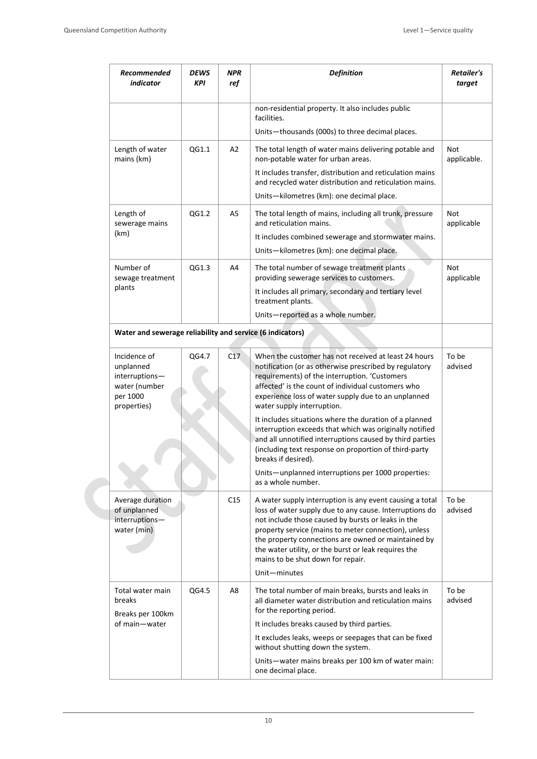| Recommended indicator | DEWS KPI | NPR ref | Definition | Retailer's target |
|---|---|---|---|---|
| | | | non-residential property. It also includes public facilities.<br>Units—thousands (000s) to three decimal places. | |
| Length of water mains (km) | QG1.1 | A2 | The total length of water mains delivering potable and non-potable water for urban areas.<br>It includes transfer, distribution and reticulation mains and recycled water distribution and reticulation mains.<br>Units—kilometres (km): one decimal place. | Not applicable. |
| Length of sewerage mains (km) | QG1.2 | A5 | The total length of mains, including all trunk, pressure and reticulation mains.<br>It includes combined sewerage and stormwater mains.<br>Units—kilometres (km): one decimal place. | Not applicable |
| Number of sewage treatment plants | QG1.3 | A4 | The total number of sewage treatment plants providing sewerage services to customers.<br>It includes all primary, secondary and tertiary level treatment plants.<br>Units—reported as a whole number. | Not applicable |
| **Water and sewerage reliability and service (6 indicators)** | | | | |
| Incidence of unplanned interruptions—water (number per 1000 properties) | QG4.7 | C17 | When the customer has not received at least 24 hours notification (or as otherwise prescribed by regulatory requirements) of the interruption. 'Customers affected' is the count of individual customers who experience loss of water supply due to an unplanned water supply interruption.<br>It includes situations where the duration of a planned interruption exceeds that which was originally notified and all unnotified interruptions caused by third parties (including text response on proportion of third-party breaks if desired).<br>Units—unplanned interruptions per 1000 properties: as a whole number. | To be advised |
| Average duration of unplanned interruptions—water (min) | | C15 | A water supply interruption is any event causing a total loss of water supply due to any cause. Interruptions do not include those caused by bursts or leaks in the property service (mains to meter connection), unless the property connections are owned or maintained by the water utility, or the burst or leak requires the mains to be shut down for repair.<br>Unit—minutes | To be advised |
| Total water main breaks<br>Breaks per 100km of main—water | QG4.5 | A8 | The total number of main breaks, bursts and leaks in all diameter water distribution and reticulation mains for the reporting period.<br>It includes breaks caused by third parties.<br>It excludes leaks, weeps or seepages that can be fixed without shutting down the system.<br>Units—water mains breaks per 100 km of water main: one decimal place. | To be advised |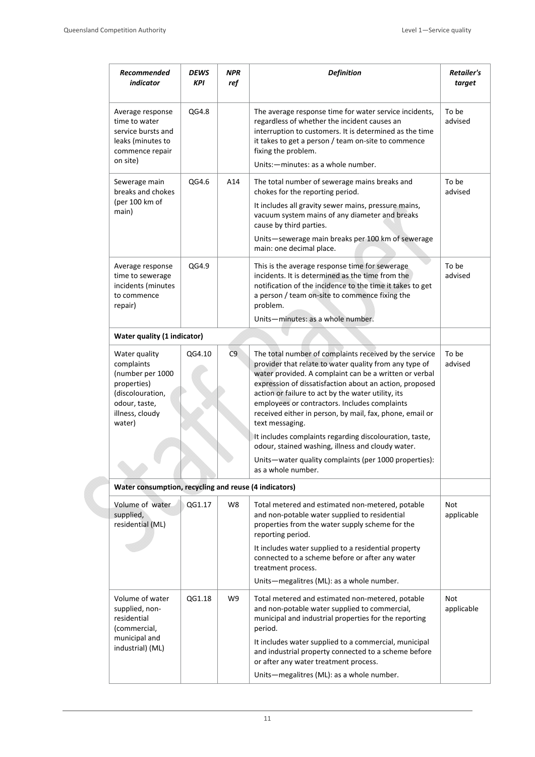| *Recommended indicator* | *DEWS KPI* | *NPR ref* | *Definition* | *Retailer's target* |
|---|---|---|---|---|
| Average response time to water service bursts and leaks (minutes to commence repair on site) | QG4.8 | | The average response time for water service incidents, regardless of whether the incident causes an interruption to customers. It is determined as the time it takes to get a person / team on-site to commence fixing the problem. Units:—minutes: as a whole number. | To be advised |
| Sewerage main breaks and chokes (per 100 km of main) | QG4.6 | A14 | The total number of sewerage mains breaks and chokes for the reporting period. It includes all gravity sewer mains, pressure mains, vacuum system mains of any diameter and breaks cause by third parties. Units—sewerage main breaks per 100 km of sewerage main: one decimal place. | To be advised |
| Average response time to sewerage incidents (minutes to commence repair) | QG4.9 | | This is the average response time for sewerage incidents. It is determined as the time from the notification of the incidence to the time it takes to get a person / team on-site to commence fixing the problem. Units—minutes: as a whole number. | To be advised |
| **Water quality (1 indicator)** | | | | |
| Water quality complaints (number per 1000 properties) (discolouration, odour, taste, illness, cloudy water) | QG4.10 | C9 | The total number of complaints received by the service provider that relate to water quality from any type of water provided. A complaint can be a written or verbal expression of dissatisfaction about an action, proposed action or failure to act by the water utility, its employees or contractors. Includes complaints received either in person, by mail, fax, phone, email or text messaging. It includes complaints regarding discolouration, taste, odour, stained washing, illness and cloudy water. Units—water quality complaints (per 1000 properties): as a whole number. | To be advised |
| **Water consumption, recycling and reuse (4 indicators)** | | | | |
| Volume of water supplied, residential (ML) | QG1.17 | W8 | Total metered and estimated non-metered, potable and non-potable water supplied to residential properties from the water supply scheme for the reporting period. It includes water supplied to a residential property connected to a scheme before or after any water treatment process. Units—megalitres (ML): as a whole number. | Not applicable |
| Volume of water supplied, non-residential (commercial, municipal and industrial) (ML) | QG1.18 | W9 | Total metered and estimated non-metered, potable and non-potable water supplied to commercial, municipal and industrial properties for the reporting period. It includes water supplied to a commercial, municipal and industrial property connected to a scheme before or after any water treatment process. Units—megalitres (ML): as a whole number. | Not applicable |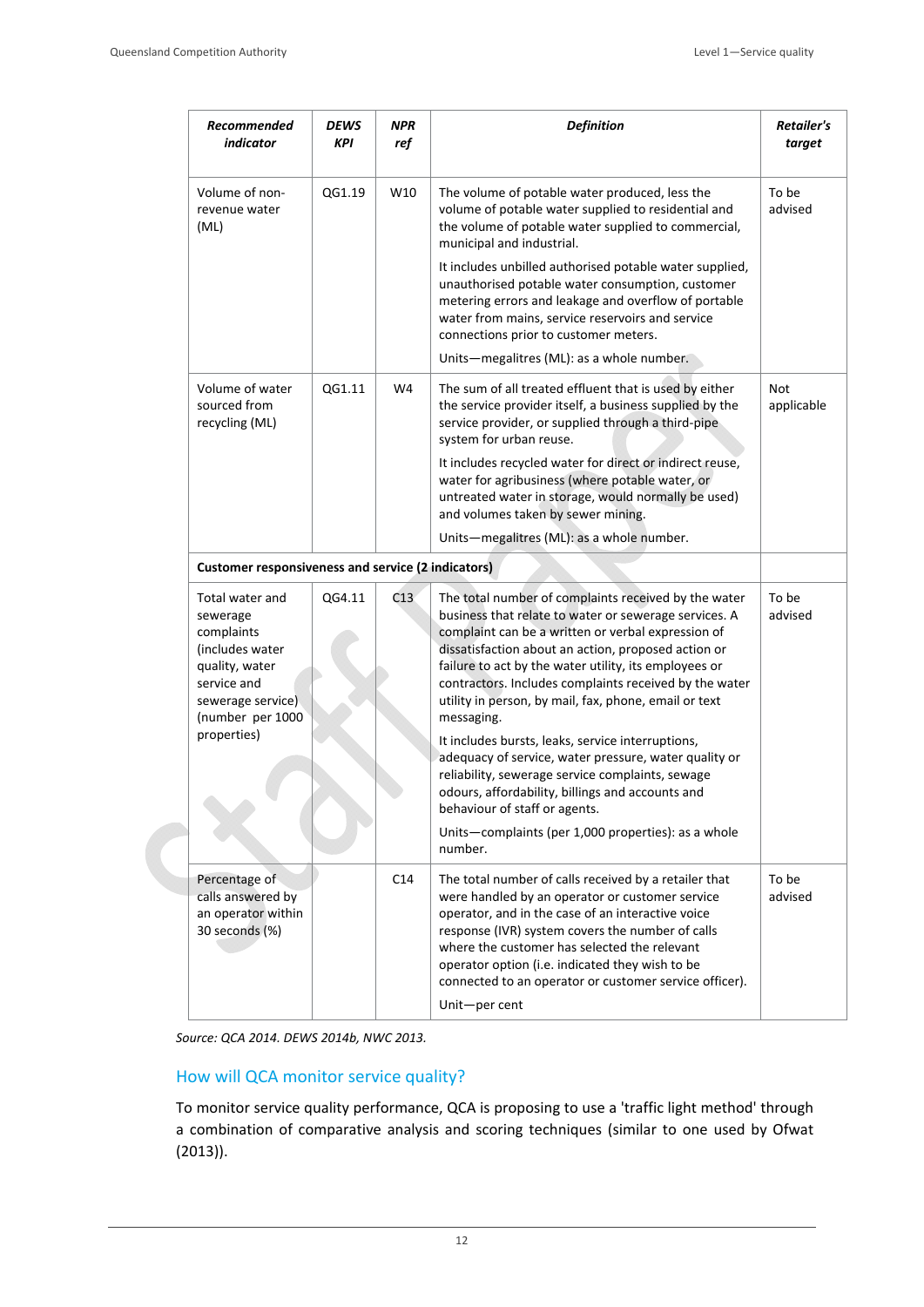| *Recommended indicator* | *DEWS KPI* | *NPR ref* | *Definition* | *Retailer's target* |
|---|---|---|---|---|
| Volume of non-revenue water (ML) | QG1.19 | W10 | The volume of potable water produced, less the volume of potable water supplied to residential and the volume of potable water supplied to commercial, municipal and industrial.<br><br>It includes unbilled authorised potable water supplied, unauthorised potable water consumption, customer metering errors and leakage and overflow of portable water from mains, service reservoirs and service connections prior to customer meters.<br><br>Units—megalitres (ML): as a whole number. | To be advised |
| Volume of water sourced from recycling (ML) | QG1.11 | W4 | The sum of all treated effluent that is used by either the service provider itself, a business supplied by the service provider, or supplied through a third-pipe system for urban reuse.<br><br>It includes recycled water for direct or indirect reuse, water for agribusiness (where potable water, or untreated water in storage, would normally be used) and volumes taken by sewer mining.<br><br>Units—megalitres (ML): as a whole number. | Not applicable |
| **Customer responsiveness and service (2 indicators)** | | | | |
| Total water and sewerage complaints (includes water quality, water service and sewerage service) (number per 1000 properties) | QG4.11 | C13 | The total number of complaints received by the water business that relate to water or sewerage services. A complaint can be a written or verbal expression of dissatisfaction about an action, proposed action or failure to act by the water utility, its employees or contractors. Includes complaints received by the water utility in person, by mail, fax, phone, email or text messaging.<br><br>It includes bursts, leaks, service interruptions, adequacy of service, water pressure, water quality or reliability, sewerage service complaints, sewage odours, affordability, billings and accounts and behaviour of staff or agents.<br><br>Units—complaints (per 1,000 properties): as a whole number. | To be advised |
| Percentage of calls answered by an operator within 30 seconds (%) | | C14 | The total number of calls received by a retailer that were handled by an operator or customer service operator, and in the case of an interactive voice response (IVR) system covers the number of calls where the customer has selected the relevant operator option (i.e. indicated they wish to be connected to an operator or customer service officer).<br><br>Unit—per cent | To be advised |

*Source: QCA 2014. DEWS 2014b, NWC 2013.*

## How will QCA monitor service quality?

To monitor service quality performance, QCA is proposing to use a 'traffic light method' through a combination of comparative analysis and scoring techniques (similar to one used by Ofwat (2013)).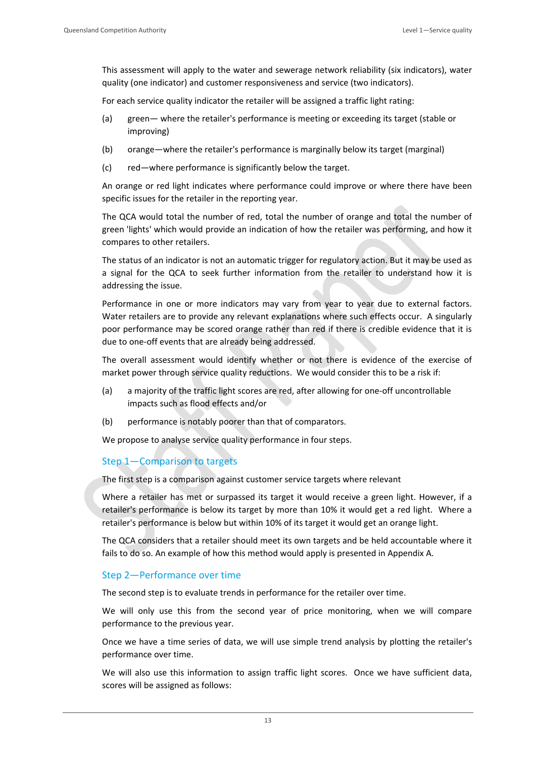This assessment will apply to the water and sewerage network reliability (six indicators), water quality (one indicator) and customer responsiveness and service (two indicators).

For each service quality indicator the retailer will be assigned a traffic light rating:

(a) green— where the retailer's performance is meeting or exceeding its target (stable or improving)

(b) orange—where the retailer's performance is marginally below its target (marginal)

(c) red—where performance is significantly below the target.

An orange or red light indicates where performance could improve or where there have been specific issues for the retailer in the reporting year.

The QCA would total the number of red, total the number of orange and total the number of green 'lights' which would provide an indication of how the retailer was performing, and how it compares to other retailers.

The status of an indicator is not an automatic trigger for regulatory action. But it may be used as a signal for the QCA to seek further information from the retailer to understand how it is addressing the issue.

Performance in one or more indicators may vary from year to year due to external factors. Water retailers are to provide any relevant explanations where such effects occur. A singularly poor performance may be scored orange rather than red if there is credible evidence that it is due to one-off events that are already being addressed.

The overall assessment would identify whether or not there is evidence of the exercise of market power through service quality reductions. We would consider this to be a risk if:

(a) a majority of the traffic light scores are red, after allowing for one-off uncontrollable impacts such as flood effects and/or

(b) performance is notably poorer than that of comparators.

We propose to analyse service quality performance in four steps.

### Step 1—Comparison to targets

The first step is a comparison against customer service targets where relevant

Where a retailer has met or surpassed its target it would receive a green light. However, if a retailer's performance is below its target by more than 10% it would get a red light. Where a retailer's performance is below but within 10% of its target it would get an orange light.

The QCA considers that a retailer should meet its own targets and be held accountable where it fails to do so. An example of how this method would apply is presented in Appendix A.

### Step 2—Performance over time

The second step is to evaluate trends in performance for the retailer over time.

We will only use this from the second year of price monitoring, when we will compare performance to the previous year.

Once we have a time series of data, we will use simple trend analysis by plotting the retailer's performance over time.

We will also use this information to assign traffic light scores. Once we have sufficient data, scores will be assigned as follows: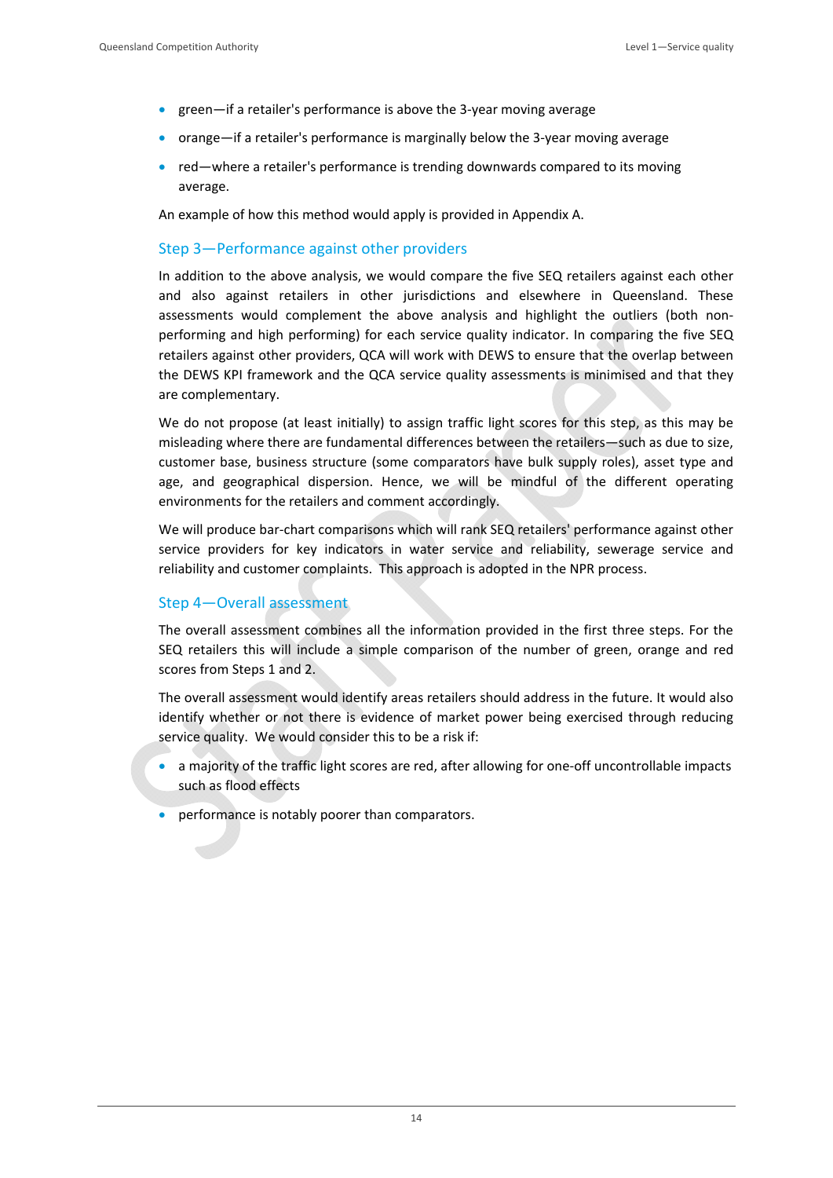- green—if a retailer's performance is above the 3-year moving average
- orange—if a retailer's performance is marginally below the 3-year moving average
- red—where a retailer's performance is trending downwards compared to its moving average.

An example of how this method would apply is provided in Appendix A.

### Step 3—Performance against other providers

In addition to the above analysis, we would compare the five SEQ retailers against each other and also against retailers in other jurisdictions and elsewhere in Queensland. These assessments would complement the above analysis and highlight the outliers (both non-performing and high performing) for each service quality indicator. In comparing the five SEQ retailers against other providers, QCA will work with DEWS to ensure that the overlap between the DEWS KPI framework and the QCA service quality assessments is minimised and that they are complementary.

We do not propose (at least initially) to assign traffic light scores for this step, as this may be misleading where there are fundamental differences between the retailers—such as due to size, customer base, business structure (some comparators have bulk supply roles), asset type and age, and geographical dispersion. Hence, we will be mindful of the different operating environments for the retailers and comment accordingly.

We will produce bar-chart comparisons which will rank SEQ retailers' performance against other service providers for key indicators in water service and reliability, sewerage service and reliability and customer complaints. This approach is adopted in the NPR process.

### Step 4—Overall assessment

The overall assessment combines all the information provided in the first three steps. For the SEQ retailers this will include a simple comparison of the number of green, orange and red scores from Steps 1 and 2.

The overall assessment would identify areas retailers should address in the future. It would also identify whether or not there is evidence of market power being exercised through reducing service quality. We would consider this to be a risk if:

- a majority of the traffic light scores are red, after allowing for one-off uncontrollable impacts such as flood effects
- performance is notably poorer than comparators.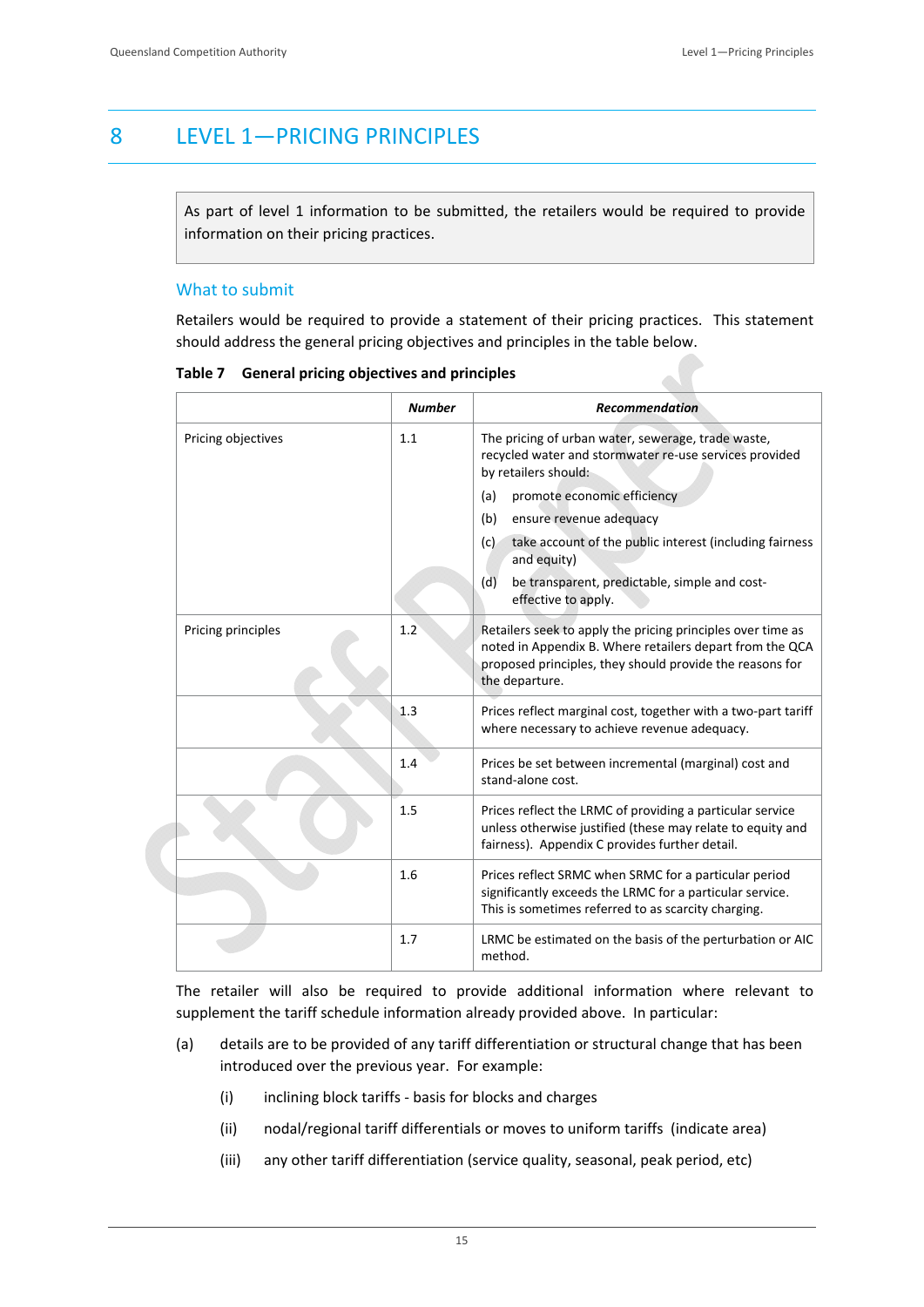# 8 LEVEL 1—PRICING PRINCIPLES

As part of level 1 information to be submitted, the retailers would be required to provide information on their pricing practices.

## What to submit

Retailers would be required to provide a statement of their pricing practices. This statement should address the general pricing objectives and principles in the table below.

**Table 7 General pricing objectives and principles**

| | ***Number*** | ***Recommendation*** |
|---|---|---|
| Pricing objectives | 1.1 | The pricing of urban water, sewerage, trade waste, recycled water and stormwater re-use services provided by retailers should: (a) promote economic efficiency (b) ensure revenue adequacy (c) take account of the public interest (including fairness and equity) (d) be transparent, predictable, simple and cost-effective to apply. |
| Pricing principles | 1.2 | Retailers seek to apply the pricing principles over time as noted in Appendix B. Where retailers depart from the QCA proposed principles, they should provide the reasons for the departure. |
| | 1.3 | Prices reflect marginal cost, together with a two-part tariff where necessary to achieve revenue adequacy. |
| | 1.4 | Prices be set between incremental (marginal) cost and stand-alone cost. |
| | 1.5 | Prices reflect the LRMC of providing a particular service unless otherwise justified (these may relate to equity and fairness). Appendix C provides further detail. |
| | 1.6 | Prices reflect SRMC when SRMC for a particular period significantly exceeds the LRMC for a particular service. This is sometimes referred to as scarcity charging. |
| | 1.7 | LRMC be estimated on the basis of the perturbation or AIC method. |

The retailer will also be required to provide additional information where relevant to supplement the tariff schedule information already provided above. In particular:

(a) details are to be provided of any tariff differentiation or structural change that has been introduced over the previous year. For example:

  (i) inclining block tariffs - basis for blocks and charges

  (ii) nodal/regional tariff differentials or moves to uniform tariffs (indicate area)

  (iii) any other tariff differentiation (service quality, seasonal, peak period, etc)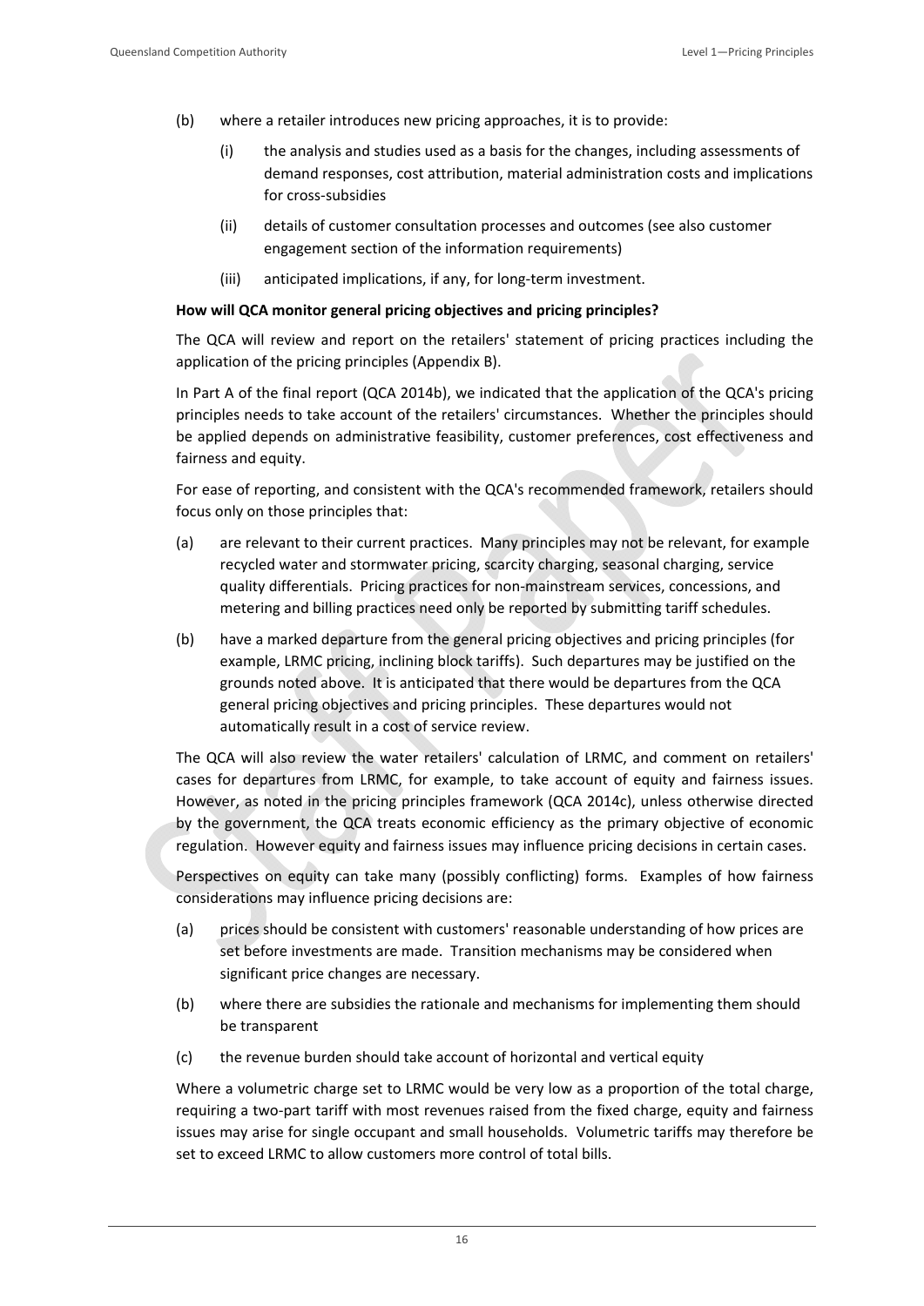(b) where a retailer introduces new pricing approaches, it is to provide:

   (i) the analysis and studies used as a basis for the changes, including assessments of demand responses, cost attribution, material administration costs and implications for cross-subsidies

   (ii) details of customer consultation processes and outcomes (see also customer engagement section of the information requirements)

   (iii) anticipated implications, if any, for long-term investment.

**How will QCA monitor general pricing objectives and pricing principles?**

The QCA will review and report on the retailers' statement of pricing practices including the application of the pricing principles (Appendix B).

In Part A of the final report (QCA 2014b), we indicated that the application of the QCA's pricing principles needs to take account of the retailers' circumstances. Whether the principles should be applied depends on administrative feasibility, customer preferences, cost effectiveness and fairness and equity.

For ease of reporting, and consistent with the QCA's recommended framework, retailers should focus only on those principles that:

(a) are relevant to their current practices. Many principles may not be relevant, for example recycled water and stormwater pricing, scarcity charging, seasonal charging, service quality differentials. Pricing practices for non-mainstream services, concessions, and metering and billing practices need only be reported by submitting tariff schedules.

(b) have a marked departure from the general pricing objectives and pricing principles (for example, LRMC pricing, inclining block tariffs). Such departures may be justified on the grounds noted above. It is anticipated that there would be departures from the QCA general pricing objectives and pricing principles. These departures would not automatically result in a cost of service review.

The QCA will also review the water retailers' calculation of LRMC, and comment on retailers' cases for departures from LRMC, for example, to take account of equity and fairness issues. However, as noted in the pricing principles framework (QCA 2014c), unless otherwise directed by the government, the QCA treats economic efficiency as the primary objective of economic regulation. However equity and fairness issues may influence pricing decisions in certain cases.

Perspectives on equity can take many (possibly conflicting) forms. Examples of how fairness considerations may influence pricing decisions are:

(a) prices should be consistent with customers' reasonable understanding of how prices are set before investments are made. Transition mechanisms may be considered when significant price changes are necessary.

(b) where there are subsidies the rationale and mechanisms for implementing them should be transparent

(c) the revenue burden should take account of horizontal and vertical equity

Where a volumetric charge set to LRMC would be very low as a proportion of the total charge, requiring a two-part tariff with most revenues raised from the fixed charge, equity and fairness issues may arise for single occupant and small households. Volumetric tariffs may therefore be set to exceed LRMC to allow customers more control of total bills.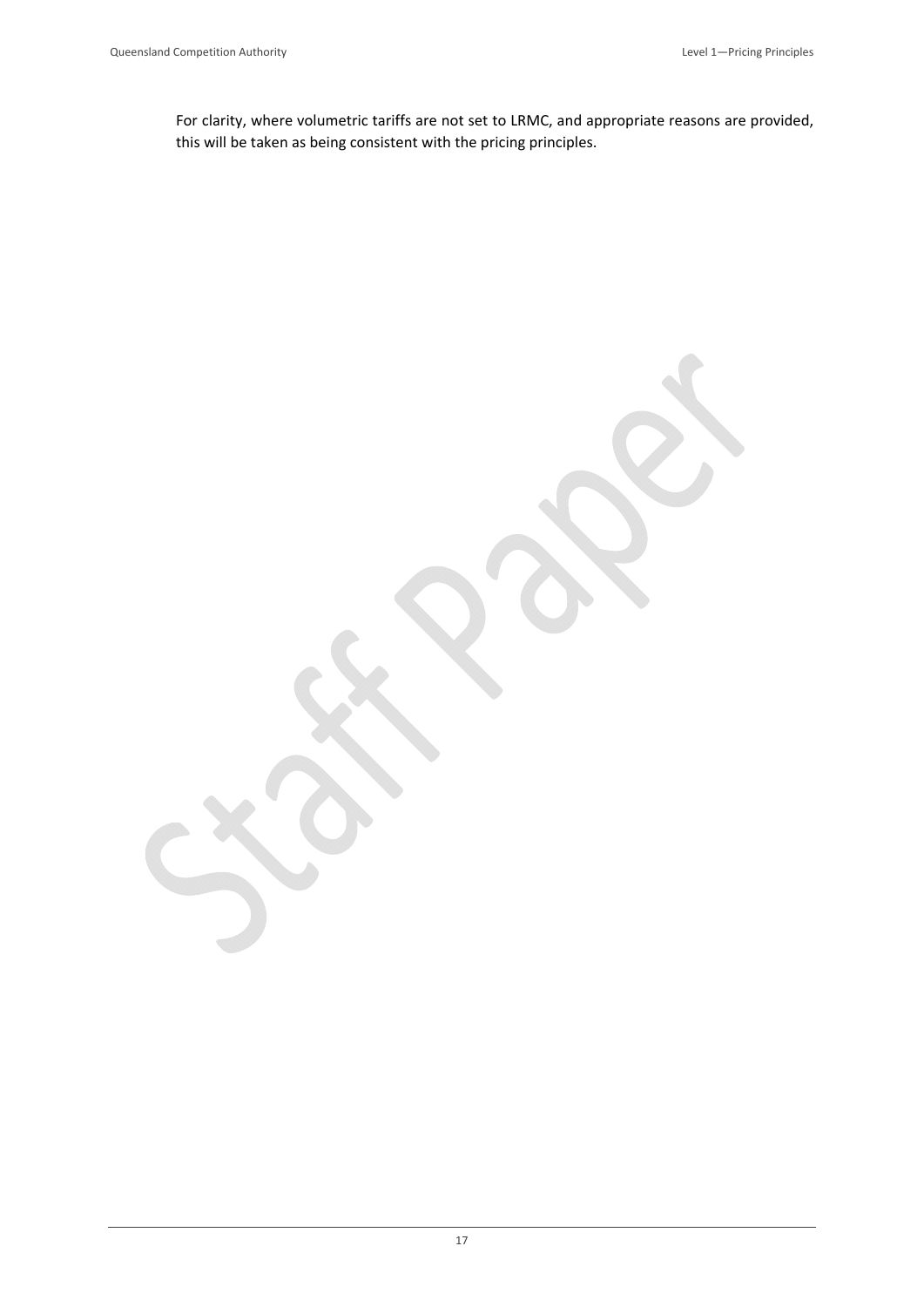For clarity, where volumetric tariffs are not set to LRMC, and appropriate reasons are provided, this will be taken as being consistent with the pricing principles.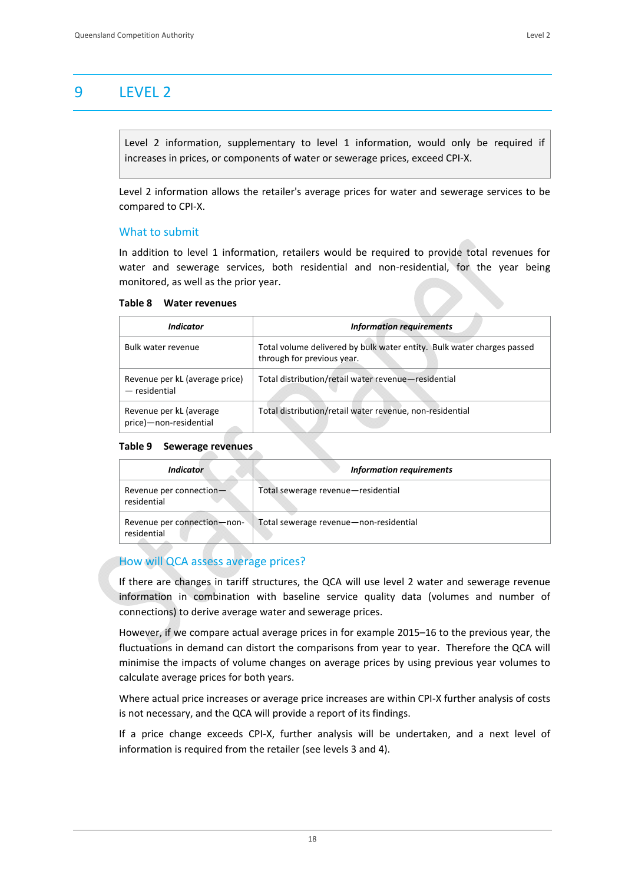# 9 LEVEL 2

> Level 2 information, supplementary to level 1 information, would only be required if increases in prices, or components of water or sewerage prices, exceed CPI-X.

Level 2 information allows the retailer's average prices for water and sewerage services to be compared to CPI-X.

## What to submit

In addition to level 1 information, retailers would be required to provide total revenues for water and sewerage services, both residential and non-residential, for the year being monitored, as well as the prior year.

**Table 8 Water revenues**

| *Indicator* | *Information requirements* |
|---|---|
| Bulk water revenue | Total volume delivered by bulk water entity. Bulk water charges passed through for previous year. |
| Revenue per kL (average price) — residential | Total distribution/retail water revenue—residential |
| Revenue per kL (average price)—non-residential | Total distribution/retail water revenue, non-residential |

**Table 9 Sewerage revenues**

| *Indicator* | *Information requirements* |
|---|---|
| Revenue per connection—residential | Total sewerage revenue—residential |
| Revenue per connection—non-residential | Total sewerage revenue—non-residential |

## How will QCA assess average prices?

If there are changes in tariff structures, the QCA will use level 2 water and sewerage revenue information in combination with baseline service quality data (volumes and number of connections) to derive average water and sewerage prices.

However, if we compare actual average prices in for example 2015–16 to the previous year, the fluctuations in demand can distort the comparisons from year to year. Therefore the QCA will minimise the impacts of volume changes on average prices by using previous year volumes to calculate average prices for both years.

Where actual price increases or average price increases are within CPI-X further analysis of costs is not necessary, and the QCA will provide a report of its findings.

If a price change exceeds CPI-X, further analysis will be undertaken, and a next level of information is required from the retailer (see levels 3 and 4).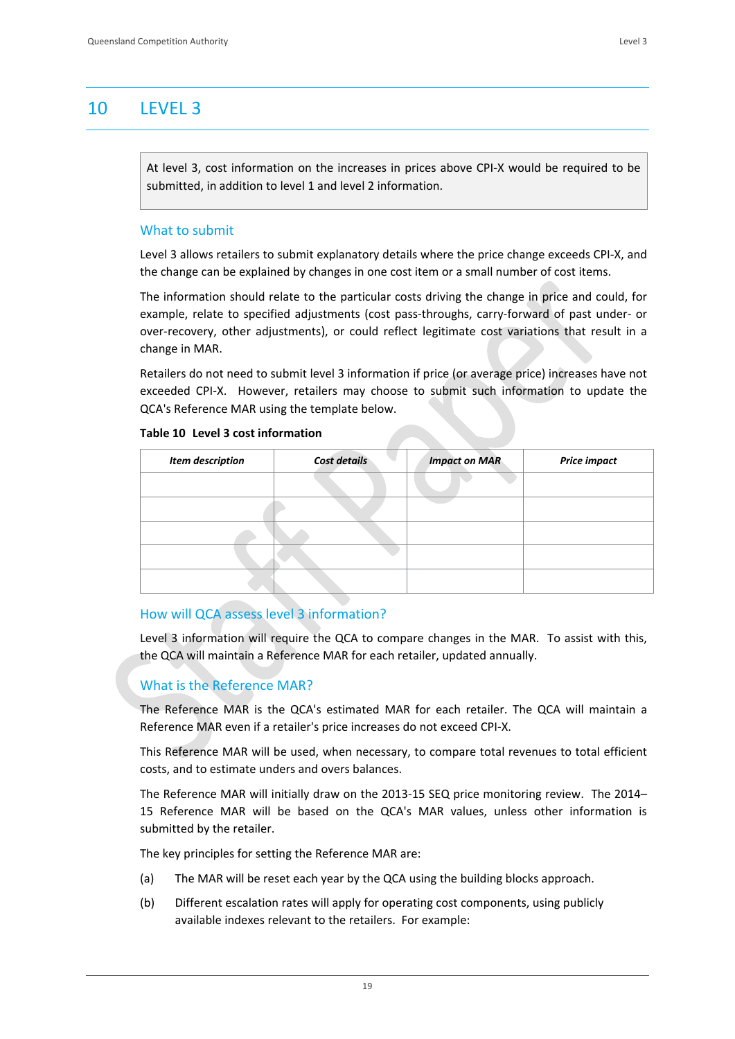# 10 LEVEL 3

At level 3, cost information on the increases in prices above CPI-X would be required to be submitted, in addition to level 1 and level 2 information.

## What to submit

Level 3 allows retailers to submit explanatory details where the price change exceeds CPI-X, and the change can be explained by changes in one cost item or a small number of cost items.

The information should relate to the particular costs driving the change in price and could, for example, relate to specified adjustments (cost pass-throughs, carry-forward of past under- or over-recovery, other adjustments), or could reflect legitimate cost variations that result in a change in MAR.

Retailers do not need to submit level 3 information if price (or average price) increases have not exceeded CPI-X. However, retailers may choose to submit such information to update the QCA's Reference MAR using the template below.

**Table 10 Level 3 cost information**

| *Item description* | *Cost details* | *Impact on MAR* | *Price impact* |
|---|---|---|---|
| | | | |
| | | | |
| | | | |
| | | | |
| | | | |

## How will QCA assess level 3 information?

Level 3 information will require the QCA to compare changes in the MAR. To assist with this, the QCA will maintain a Reference MAR for each retailer, updated annually.

## What is the Reference MAR?

The Reference MAR is the QCA's estimated MAR for each retailer. The QCA will maintain a Reference MAR even if a retailer's price increases do not exceed CPI-X.

This Reference MAR will be used, when necessary, to compare total revenues to total efficient costs, and to estimate unders and overs balances.

The Reference MAR will initially draw on the 2013-15 SEQ price monitoring review. The 2014–15 Reference MAR will be based on the QCA's MAR values, unless other information is submitted by the retailer.

The key principles for setting the Reference MAR are:

(a) The MAR will be reset each year by the QCA using the building blocks approach.

(b) Different escalation rates will apply for operating cost components, using publicly available indexes relevant to the retailers. For example: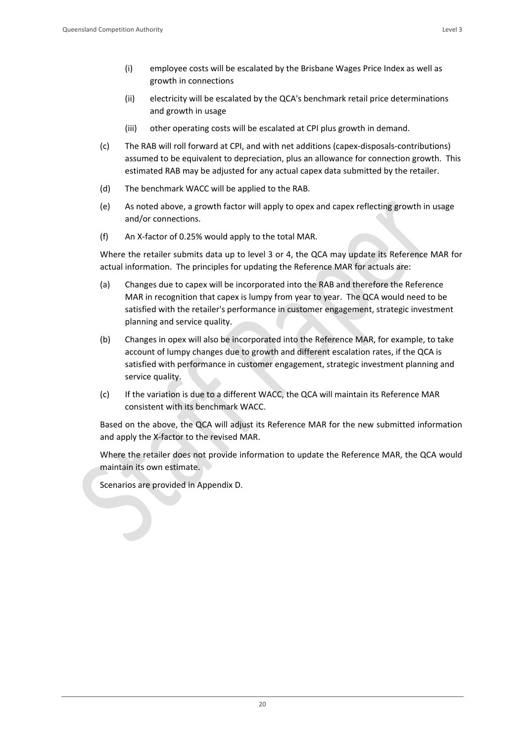- (i) employee costs will be escalated by the Brisbane Wages Price Index as well as growth in connections
- (ii) electricity will be escalated by the QCA's benchmark retail price determinations and growth in usage
- (iii) other operating costs will be escalated at CPI plus growth in demand.

(c) The RAB will roll forward at CPI, and with net additions (capex-disposals-contributions) assumed to be equivalent to depreciation, plus an allowance for connection growth. This estimated RAB may be adjusted for any actual capex data submitted by the retailer.

(d) The benchmark WACC will be applied to the RAB.

(e) As noted above, a growth factor will apply to opex and capex reflecting growth in usage and/or connections.

(f) An X-factor of 0.25% would apply to the total MAR.

Where the retailer submits data up to level 3 or 4, the QCA may update its Reference MAR for actual information. The principles for updating the Reference MAR for actuals are:

(a) Changes due to capex will be incorporated into the RAB and therefore the Reference MAR in recognition that capex is lumpy from year to year. The QCA would need to be satisfied with the retailer's performance in customer engagement, strategic investment planning and service quality.

(b) Changes in opex will also be incorporated into the Reference MAR, for example, to take account of lumpy changes due to growth and different escalation rates, if the QCA is satisfied with performance in customer engagement, strategic investment planning and service quality.

(c) If the variation is due to a different WACC, the QCA will maintain its Reference MAR consistent with its benchmark WACC.

Based on the above, the QCA will adjust its Reference MAR for the new submitted information and apply the X-factor to the revised MAR.

Where the retailer does not provide information to update the Reference MAR, the QCA would maintain its own estimate.

Scenarios are provided in Appendix D.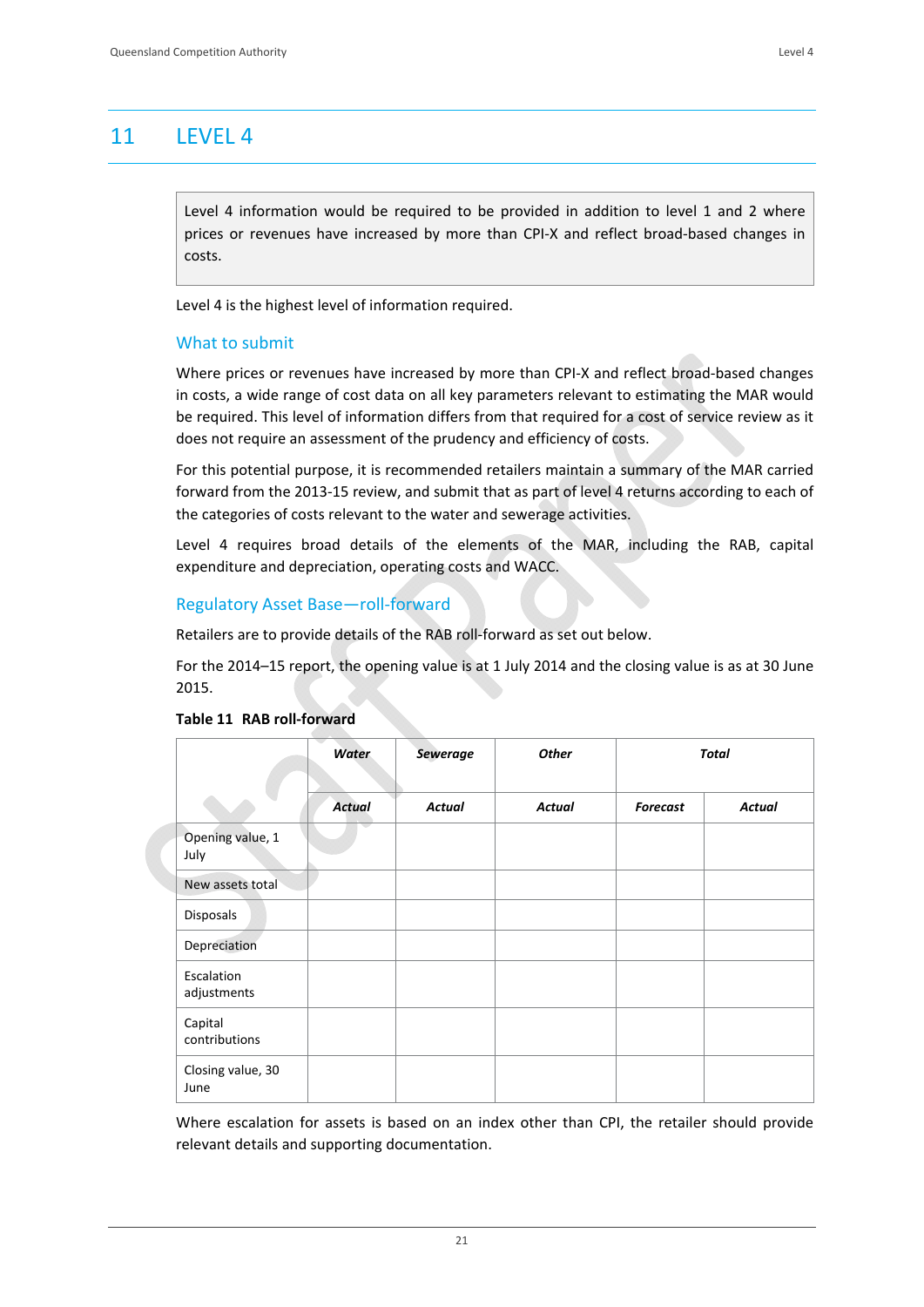# 11 LEVEL 4

> Level 4 information would be required to be provided in addition to level 1 and 2 where prices or revenues have increased by more than CPI-X and reflect broad-based changes in costs.

Level 4 is the highest level of information required.

## What to submit

Where prices or revenues have increased by more than CPI-X and reflect broad-based changes in costs, a wide range of cost data on all key parameters relevant to estimating the MAR would be required. This level of information differs from that required for a cost of service review as it does not require an assessment of the prudency and efficiency of costs.

For this potential purpose, it is recommended retailers maintain a summary of the MAR carried forward from the 2013-15 review, and submit that as part of level 4 returns according to each of the categories of costs relevant to the water and sewerage activities.

Level 4 requires broad details of the elements of the MAR, including the RAB, capital expenditure and depreciation, operating costs and WACC.

## Regulatory Asset Base—roll-forward

Retailers are to provide details of the RAB roll-forward as set out below.

For the 2014–15 report, the opening value is at 1 July 2014 and the closing value is as at 30 June 2015.

**Table 11 RAB roll-forward**

| | *Water* | *Sewerage* | *Other* | *Total* | |
|---|---|---|---|---|---|
| | ***Actual*** | ***Actual*** | ***Actual*** | ***Forecast*** | ***Actual*** |
| Opening value, 1 July | | | | | |
| New assets total | | | | | |
| Disposals | | | | | |
| Depreciation | | | | | |
| Escalation adjustments | | | | | |
| Capital contributions | | | | | |
| Closing value, 30 June | | | | | |

Where escalation for assets is based on an index other than CPI, the retailer should provide relevant details and supporting documentation.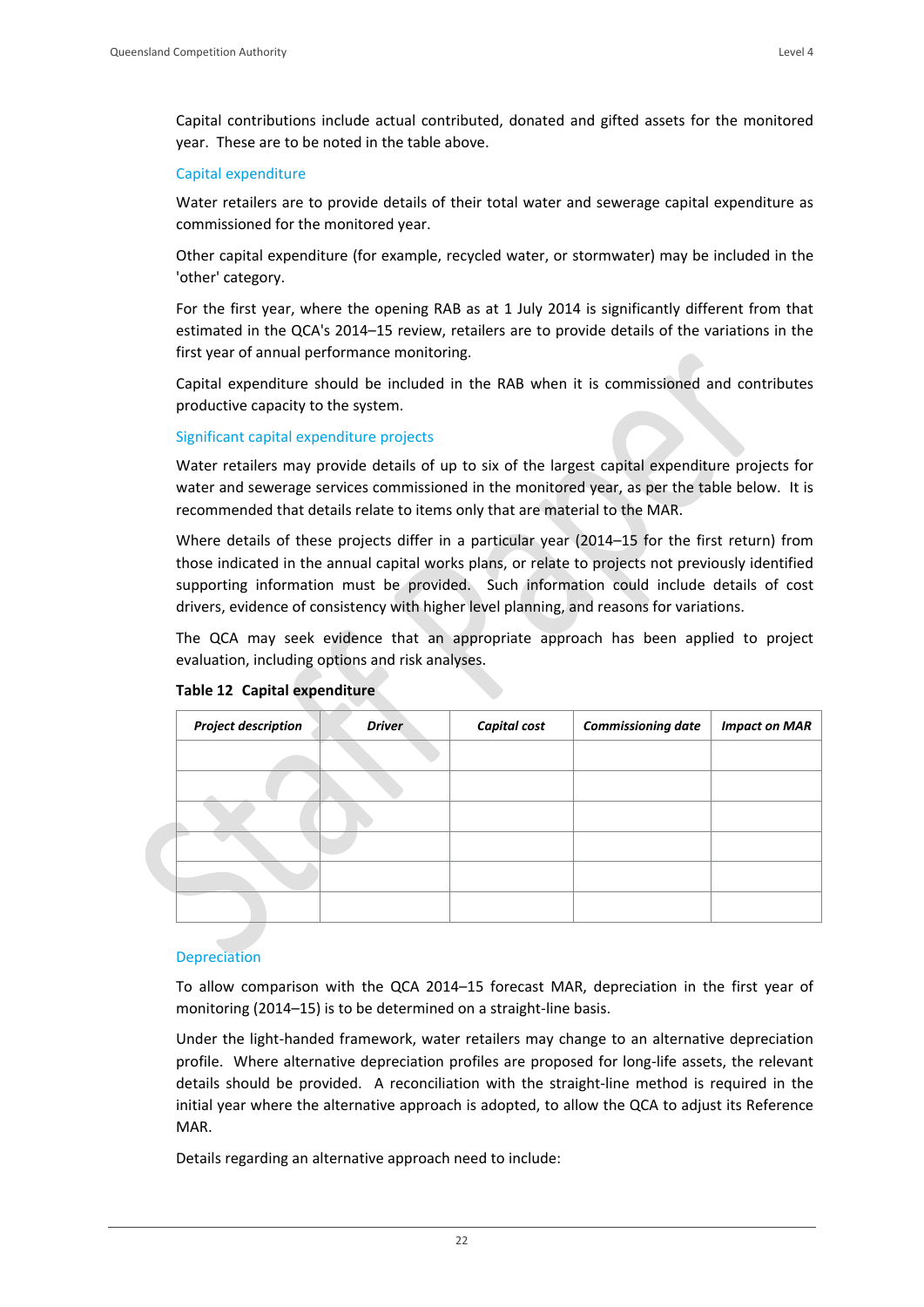Capital contributions include actual contributed, donated and gifted assets for the monitored year. These are to be noted in the table above.

### Capital expenditure

Water retailers are to provide details of their total water and sewerage capital expenditure as commissioned for the monitored year.

Other capital expenditure (for example, recycled water, or stormwater) may be included in the 'other' category.

For the first year, where the opening RAB as at 1 July 2014 is significantly different from that estimated in the QCA's 2014–15 review, retailers are to provide details of the variations in the first year of annual performance monitoring.

Capital expenditure should be included in the RAB when it is commissioned and contributes productive capacity to the system.

### Significant capital expenditure projects

Water retailers may provide details of up to six of the largest capital expenditure projects for water and sewerage services commissioned in the monitored year, as per the table below. It is recommended that details relate to items only that are material to the MAR.

Where details of these projects differ in a particular year (2014–15 for the first return) from those indicated in the annual capital works plans, or relate to projects not previously identified supporting information must be provided. Such information could include details of cost drivers, evidence of consistency with higher level planning, and reasons for variations.

The QCA may seek evidence that an appropriate approach has been applied to project evaluation, including options and risk analyses.

**Table 12 Capital expenditure**

| *Project description* | *Driver* | *Capital cost* | *Commissioning date* | *Impact on MAR* |
|---|---|---|---|---|
| | | | | |
| | | | | |
| | | | | |
| | | | | |
| | | | | |
| | | | | |

### Depreciation

To allow comparison with the QCA 2014–15 forecast MAR, depreciation in the first year of monitoring (2014–15) is to be determined on a straight-line basis.

Under the light-handed framework, water retailers may change to an alternative depreciation profile. Where alternative depreciation profiles are proposed for long-life assets, the relevant details should be provided. A reconciliation with the straight-line method is required in the initial year where the alternative approach is adopted, to allow the QCA to adjust its Reference MAR.

Details regarding an alternative approach need to include: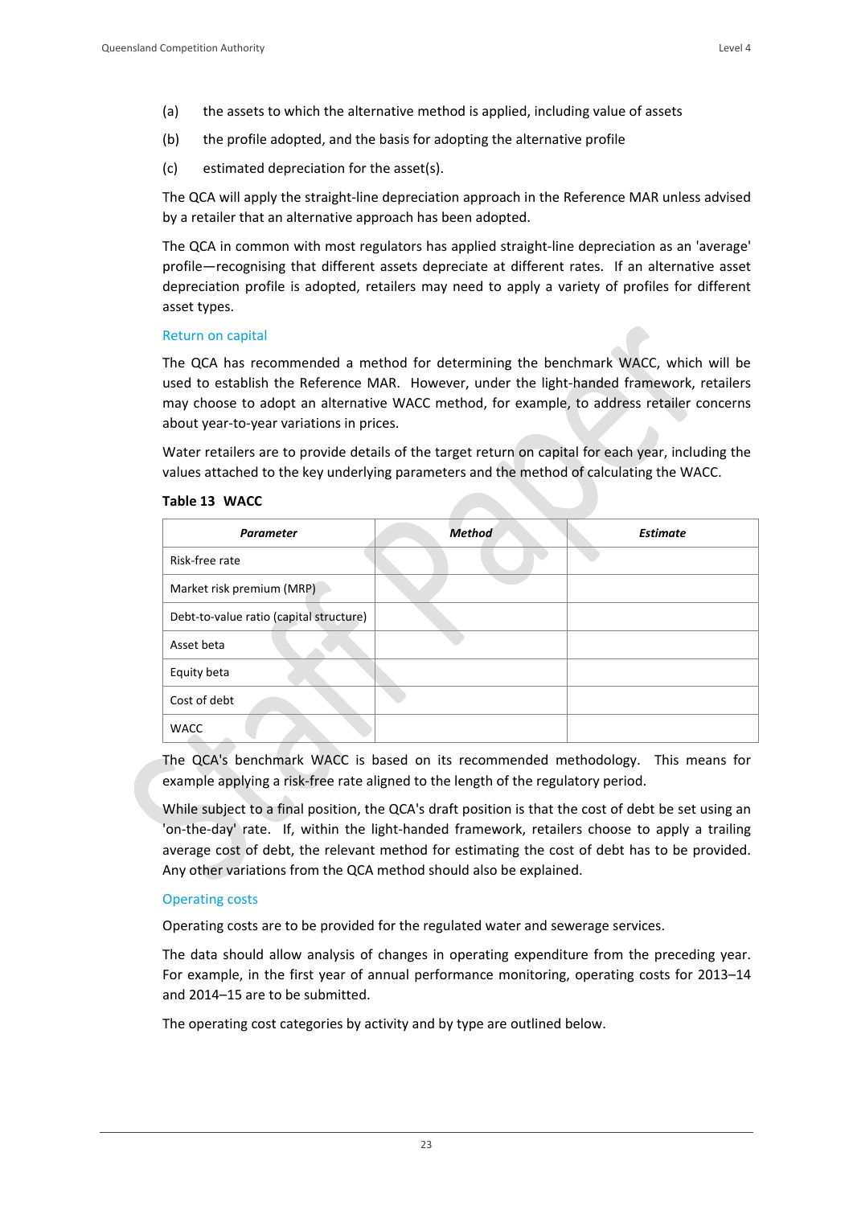(a) the assets to which the alternative method is applied, including value of assets

(b) the profile adopted, and the basis for adopting the alternative profile

(c) estimated depreciation for the asset(s).

The QCA will apply the straight-line depreciation approach in the Reference MAR unless advised by a retailer that an alternative approach has been adopted.

The QCA in common with most regulators has applied straight-line depreciation as an 'average' profile—recognising that different assets depreciate at different rates. If an alternative asset depreciation profile is adopted, retailers may need to apply a variety of profiles for different asset types.

### Return on capital

The QCA has recommended a method for determining the benchmark WACC, which will be used to establish the Reference MAR. However, under the light-handed framework, retailers may choose to adopt an alternative WACC method, for example, to address retailer concerns about year-to-year variations in prices.

Water retailers are to provide details of the target return on capital for each year, including the values attached to the key underlying parameters and the method of calculating the WACC.

**Table 13 WACC**

| *Parameter* | *Method* | *Estimate* |
|---|---|---|
| Risk-free rate | | |
| Market risk premium (MRP) | | |
| Debt-to-value ratio (capital structure) | | |
| Asset beta | | |
| Equity beta | | |
| Cost of debt | | |
| WACC | | |

The QCA's benchmark WACC is based on its recommended methodology. This means for example applying a risk-free rate aligned to the length of the regulatory period.

While subject to a final position, the QCA's draft position is that the cost of debt be set using an 'on-the-day' rate. If, within the light-handed framework, retailers choose to apply a trailing average cost of debt, the relevant method for estimating the cost of debt has to be provided. Any other variations from the QCA method should also be explained.

### Operating costs

Operating costs are to be provided for the regulated water and sewerage services.

The data should allow analysis of changes in operating expenditure from the preceding year. For example, in the first year of annual performance monitoring, operating costs for 2013–14 and 2014–15 are to be submitted.

The operating cost categories by activity and by type are outlined below.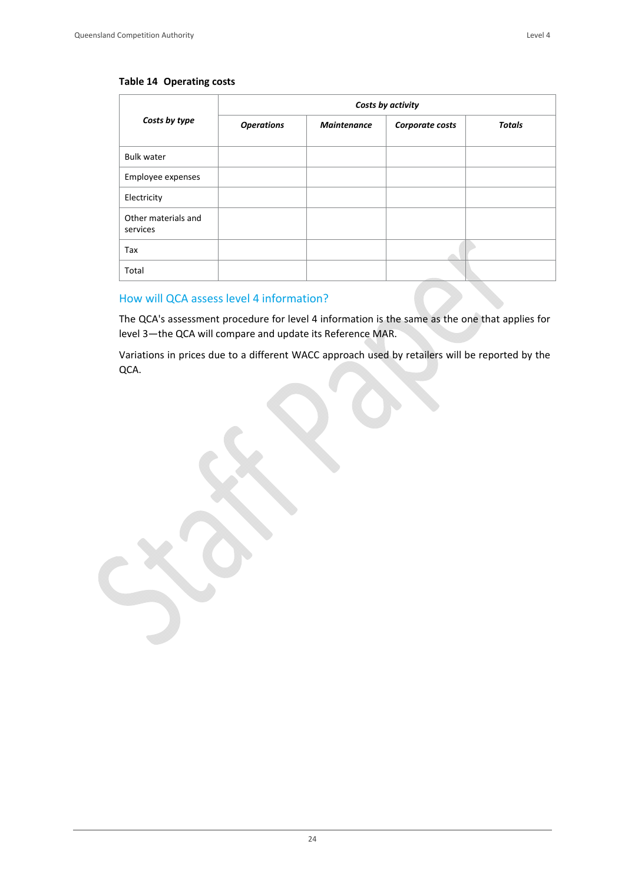**Table 14 Operating costs**

| *Costs by type* | *Costs by activity* | | | |
|---|---|---|---|---|
| | *Operations* | *Maintenance* | *Corporate costs* | *Totals* |
| Bulk water | | | | |
| Employee expenses | | | | |
| Electricity | | | | |
| Other materials and services | | | | |
| Tax | | | | |
| Total | | | | |

## How will QCA assess level 4 information?

The QCA's assessment procedure for level 4 information is the same as the one that applies for level 3—the QCA will compare and update its Reference MAR.

Variations in prices due to a different WACC approach used by retailers will be reported by the QCA.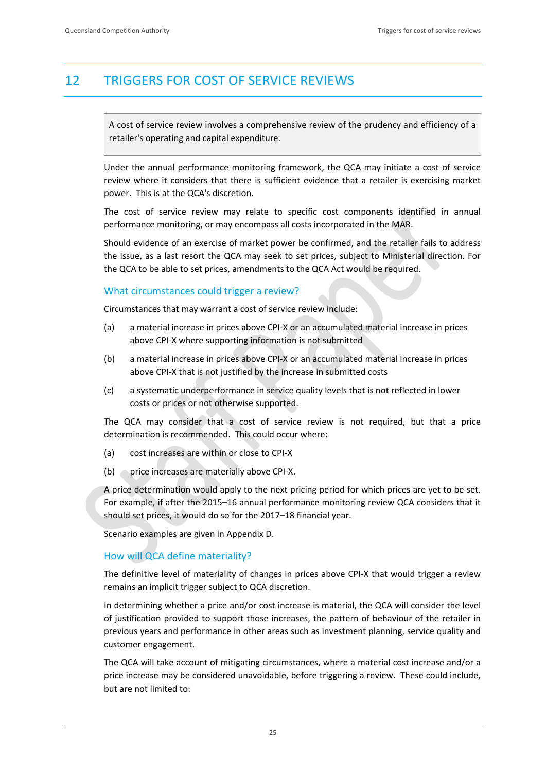# 12 TRIGGERS FOR COST OF SERVICE REVIEWS

> A cost of service review involves a comprehensive review of the prudency and efficiency of a retailer's operating and capital expenditure.

Under the annual performance monitoring framework, the QCA may initiate a cost of service review where it considers that there is sufficient evidence that a retailer is exercising market power. This is at the QCA's discretion.

The cost of service review may relate to specific cost components identified in annual performance monitoring, or may encompass all costs incorporated in the MAR.

Should evidence of an exercise of market power be confirmed, and the retailer fails to address the issue, as a last resort the QCA may seek to set prices, subject to Ministerial direction. For the QCA to be able to set prices, amendments to the QCA Act would be required.

## What circumstances could trigger a review?

Circumstances that may warrant a cost of service review include:

(a) a material increase in prices above CPI-X or an accumulated material increase in prices above CPI-X where supporting information is not submitted

(b) a material increase in prices above CPI-X or an accumulated material increase in prices above CPI-X that is not justified by the increase in submitted costs

(c) a systematic underperformance in service quality levels that is not reflected in lower costs or prices or not otherwise supported.

The QCA may consider that a cost of service review is not required, but that a price determination is recommended. This could occur where:

(a) cost increases are within or close to CPI-X

(b) price increases are materially above CPI-X.

A price determination would apply to the next pricing period for which prices are yet to be set. For example, if after the 2015–16 annual performance monitoring review QCA considers that it should set prices, it would do so for the 2017–18 financial year.

Scenario examples are given in Appendix D.

## How will QCA define materiality?

The definitive level of materiality of changes in prices above CPI-X that would trigger a review remains an implicit trigger subject to QCA discretion.

In determining whether a price and/or cost increase is material, the QCA will consider the level of justification provided to support those increases, the pattern of behaviour of the retailer in previous years and performance in other areas such as investment planning, service quality and customer engagement.

The QCA will take account of mitigating circumstances, where a material cost increase and/or a price increase may be considered unavoidable, before triggering a review. These could include, but are not limited to: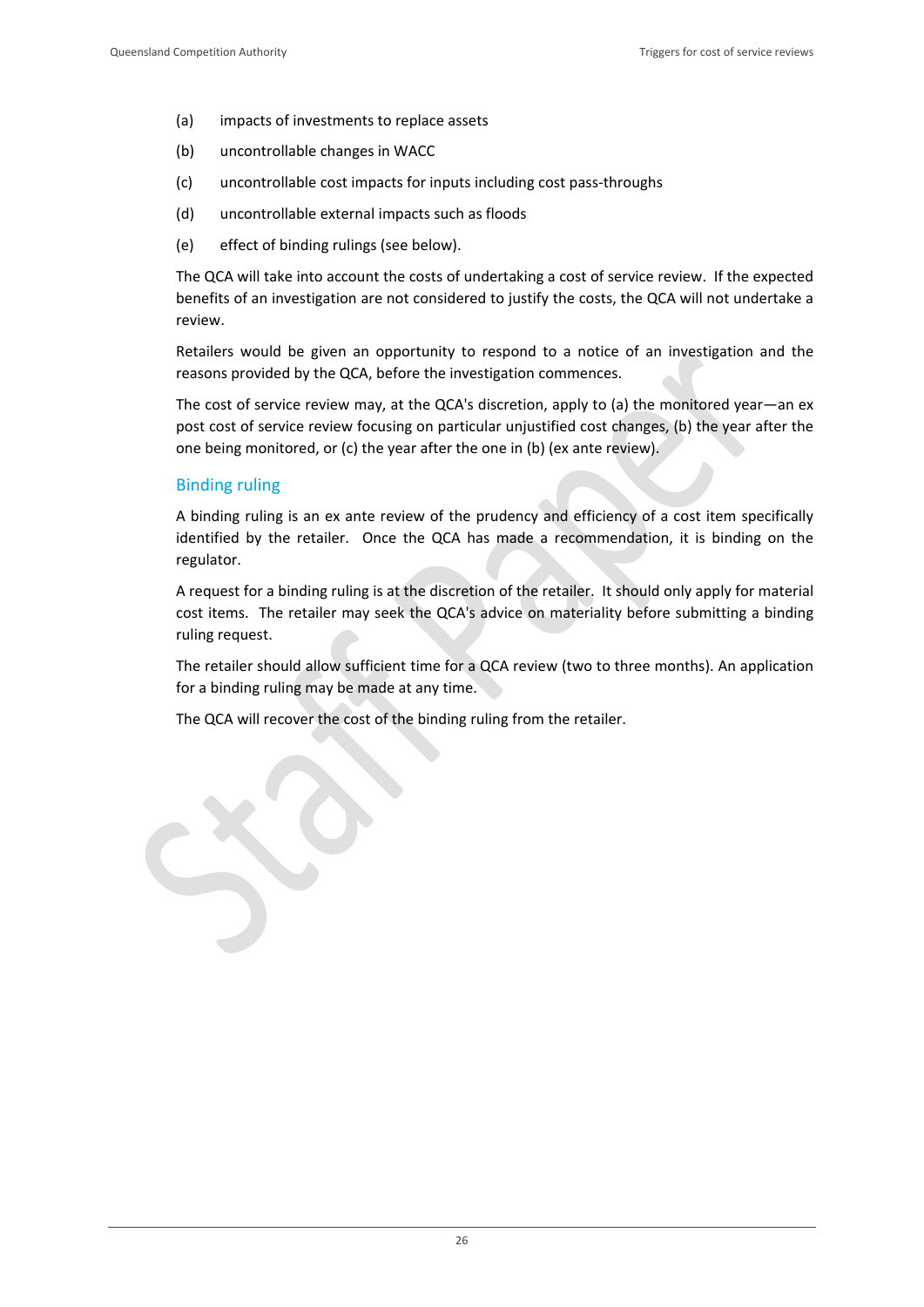(a) impacts of investments to replace assets

(b) uncontrollable changes in WACC

(c) uncontrollable cost impacts for inputs including cost pass-throughs

(d) uncontrollable external impacts such as floods

(e) effect of binding rulings (see below).

The QCA will take into account the costs of undertaking a cost of service review. If the expected benefits of an investigation are not considered to justify the costs, the QCA will not undertake a review.

Retailers would be given an opportunity to respond to a notice of an investigation and the reasons provided by the QCA, before the investigation commences.

The cost of service review may, at the QCA's discretion, apply to (a) the monitored year—an ex post cost of service review focusing on particular unjustified cost changes, (b) the year after the one being monitored, or (c) the year after the one in (b) (ex ante review).

### Binding ruling

A binding ruling is an ex ante review of the prudency and efficiency of a cost item specifically identified by the retailer. Once the QCA has made a recommendation, it is binding on the regulator.

A request for a binding ruling is at the discretion of the retailer. It should only apply for material cost items. The retailer may seek the QCA's advice on materiality before submitting a binding ruling request.

The retailer should allow sufficient time for a QCA review (two to three months). An application for a binding ruling may be made at any time.

The QCA will recover the cost of the binding ruling from the retailer.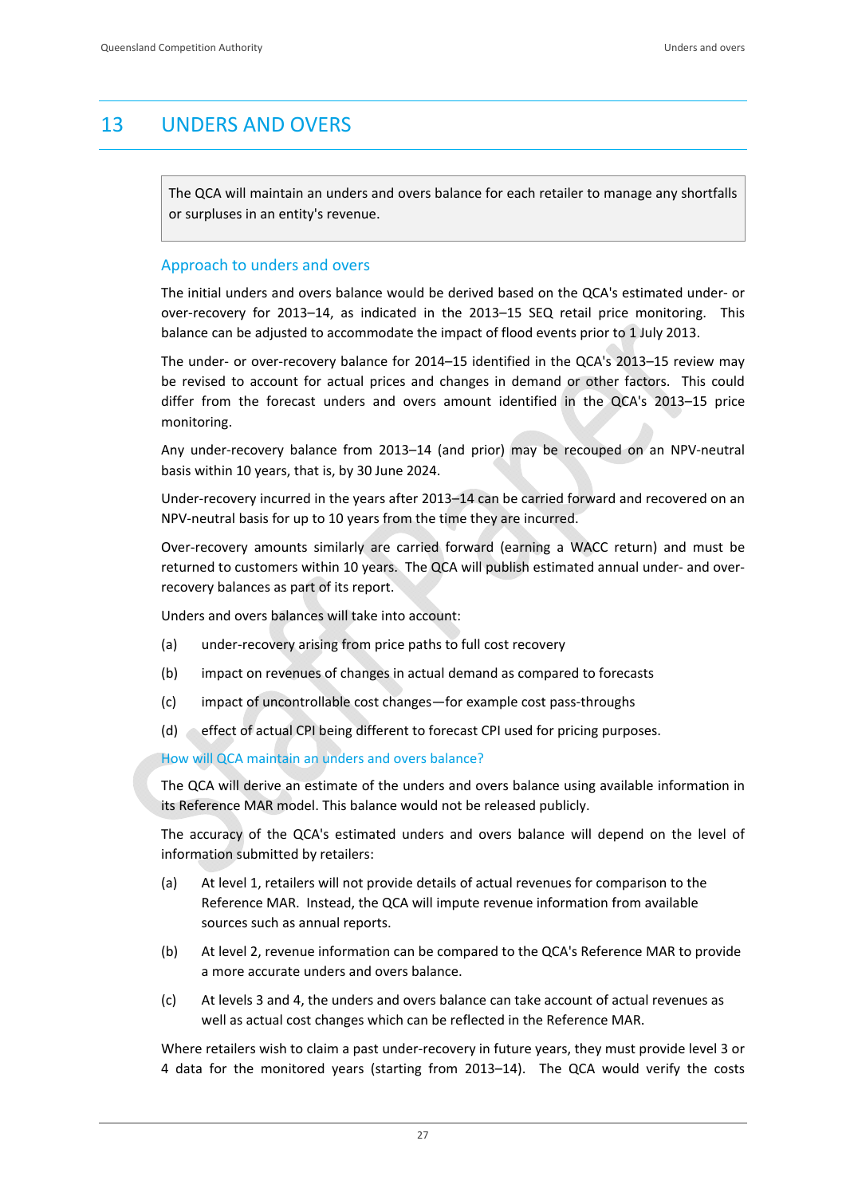# 13 UNDERS AND OVERS

The QCA will maintain an unders and overs balance for each retailer to manage any shortfalls or surpluses in an entity's revenue.

## Approach to unders and overs

The initial unders and overs balance would be derived based on the QCA's estimated under- or over-recovery for 2013–14, as indicated in the 2013–15 SEQ retail price monitoring. This balance can be adjusted to accommodate the impact of flood events prior to 1 July 2013.

The under- or over-recovery balance for 2014–15 identified in the QCA's 2013–15 review may be revised to account for actual prices and changes in demand or other factors. This could differ from the forecast unders and overs amount identified in the QCA's 2013–15 price monitoring.

Any under-recovery balance from 2013–14 (and prior) may be recouped on an NPV-neutral basis within 10 years, that is, by 30 June 2024.

Under-recovery incurred in the years after 2013–14 can be carried forward and recovered on an NPV-neutral basis for up to 10 years from the time they are incurred.

Over-recovery amounts similarly are carried forward (earning a WACC return) and must be returned to customers within 10 years. The QCA will publish estimated annual under- and over-recovery balances as part of its report.

Unders and overs balances will take into account:

(a) under-recovery arising from price paths to full cost recovery

(b) impact on revenues of changes in actual demand as compared to forecasts

(c) impact of uncontrollable cost changes—for example cost pass-throughs

(d) effect of actual CPI being different to forecast CPI used for pricing purposes.

### How will QCA maintain an unders and overs balance?

The QCA will derive an estimate of the unders and overs balance using available information in its Reference MAR model. This balance would not be released publicly.

The accuracy of the QCA's estimated unders and overs balance will depend on the level of information submitted by retailers:

(a) At level 1, retailers will not provide details of actual revenues for comparison to the Reference MAR. Instead, the QCA will impute revenue information from available sources such as annual reports.

(b) At level 2, revenue information can be compared to the QCA's Reference MAR to provide a more accurate unders and overs balance.

(c) At levels 3 and 4, the unders and overs balance can take account of actual revenues as well as actual cost changes which can be reflected in the Reference MAR.

Where retailers wish to claim a past under-recovery in future years, they must provide level 3 or 4 data for the monitored years (starting from 2013–14). The QCA would verify the costs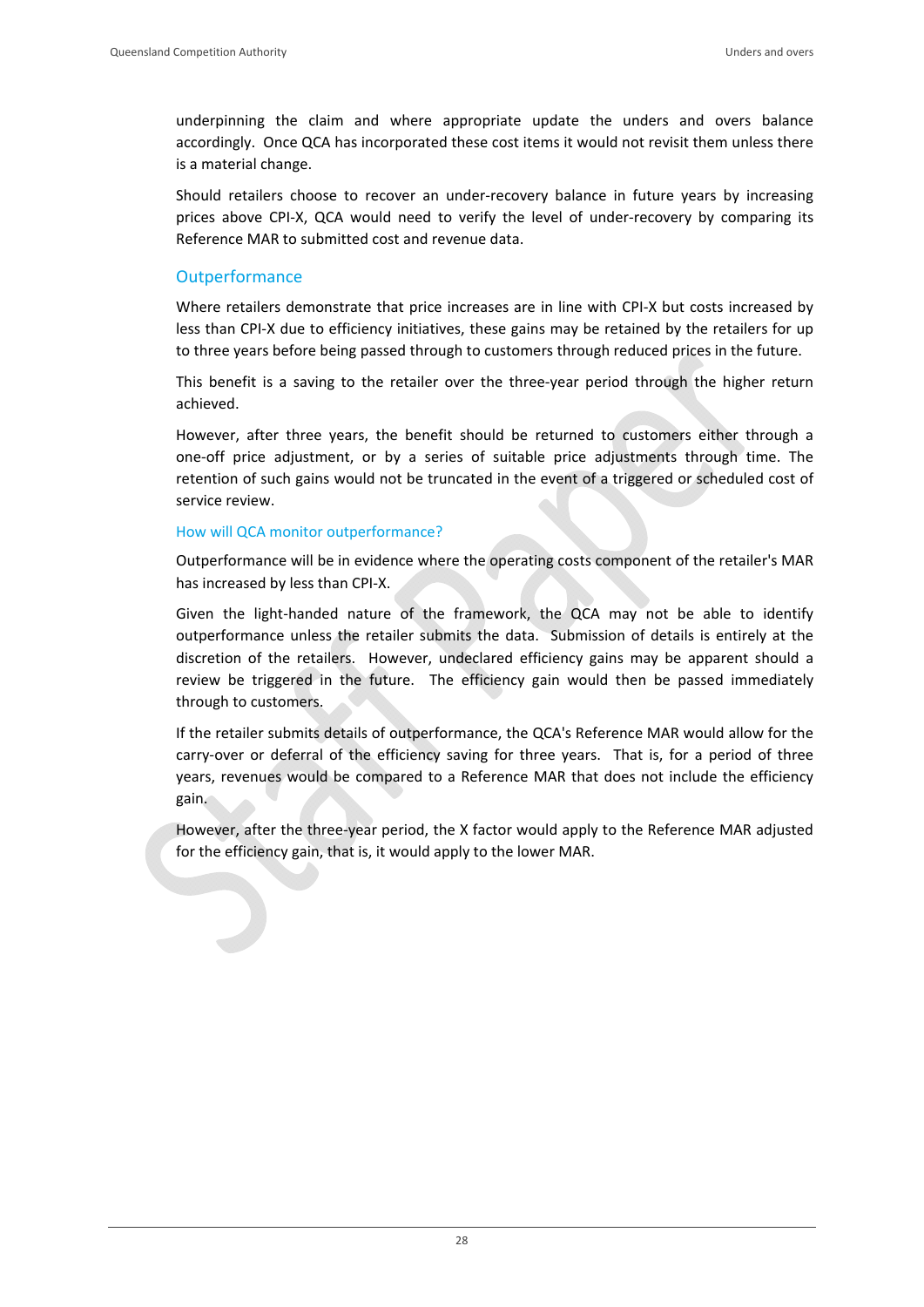underpinning the claim and where appropriate update the unders and overs balance accordingly. Once QCA has incorporated these cost items it would not revisit them unless there is a material change.

Should retailers choose to recover an under-recovery balance in future years by increasing prices above CPI-X, QCA would need to verify the level of under-recovery by comparing its Reference MAR to submitted cost and revenue data.

## Outperformance

Where retailers demonstrate that price increases are in line with CPI-X but costs increased by less than CPI-X due to efficiency initiatives, these gains may be retained by the retailers for up to three years before being passed through to customers through reduced prices in the future.

This benefit is a saving to the retailer over the three-year period through the higher return achieved.

However, after three years, the benefit should be returned to customers either through a one-off price adjustment, or by a series of suitable price adjustments through time. The retention of such gains would not be truncated in the event of a triggered or scheduled cost of service review.

### How will QCA monitor outperformance?

Outperformance will be in evidence where the operating costs component of the retailer's MAR has increased by less than CPI-X.

Given the light-handed nature of the framework, the QCA may not be able to identify outperformance unless the retailer submits the data. Submission of details is entirely at the discretion of the retailers. However, undeclared efficiency gains may be apparent should a review be triggered in the future. The efficiency gain would then be passed immediately through to customers.

If the retailer submits details of outperformance, the QCA's Reference MAR would allow for the carry-over or deferral of the efficiency saving for three years. That is, for a period of three years, revenues would be compared to a Reference MAR that does not include the efficiency gain.

However, after the three-year period, the X factor would apply to the Reference MAR adjusted for the efficiency gain, that is, it would apply to the lower MAR.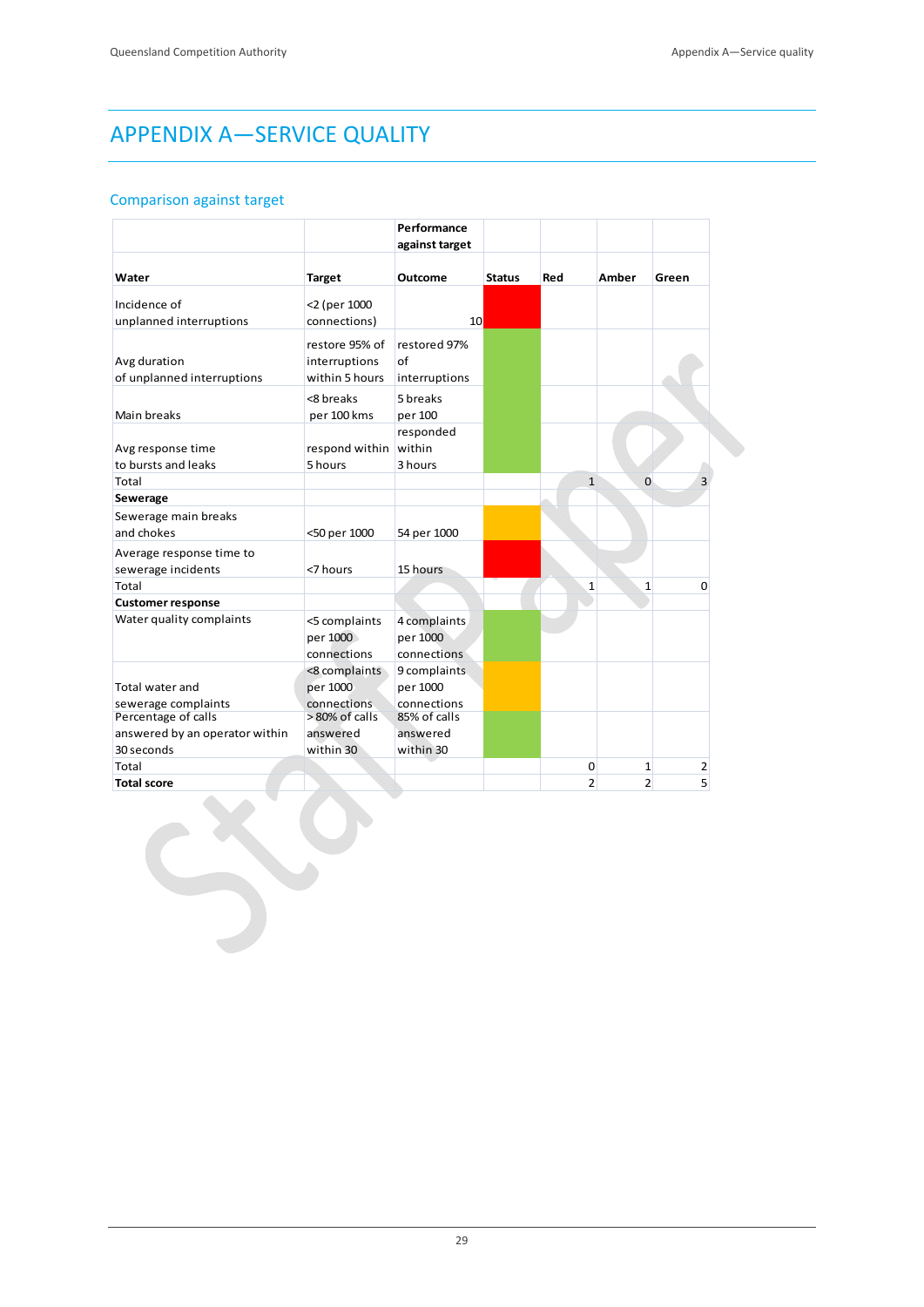# APPENDIX A—SERVICE QUALITY

## Comparison against target

| | | Performance against target | | | | |
|---|---|---|---|---|---|---|
| **Water** | **Target** | **Outcome** | **Status** | **Red** | **Amber** | **Green** |
| Incidence of unplanned interruptions | <2 (per 1000 connections) | 10 | | | | |
| Avg duration of unplanned interruptions | restore 95% of interruptions within 5 hours | restored 97% of interruptions | | | | |
| Main breaks | <8 breaks per 100 kms | 5 breaks per 100 | | | | |
| Avg response time to bursts and leaks | respond within 5 hours | responded within 3 hours | | | | |
| Total | | | | 1 | 0 | 3 |
| **Sewerage** | | | | | | |
| Sewerage main breaks and chokes | <50 per 1000 | 54 per 1000 | | | | |
| Average response time to sewerage incidents | <7 hours | 15 hours | | | | |
| Total | | | | 1 | 1 | 0 |
| **Customer response** | | | | | | |
| Water quality complaints | <5 complaints per 1000 connections | 4 complaints per 1000 connections | | | | |
| Total water and sewerage complaints | <8 complaints per 1000 connections | 9 complaints per 1000 connections | | | | |
| Percentage of calls answered by an operator within 30 seconds | > 80% of calls answered within 30 | 85% of calls answered within 30 | | | | |
| Total | | | | 0 | 1 | 2 |
| **Total score** | | | | 2 | 2 | 5 |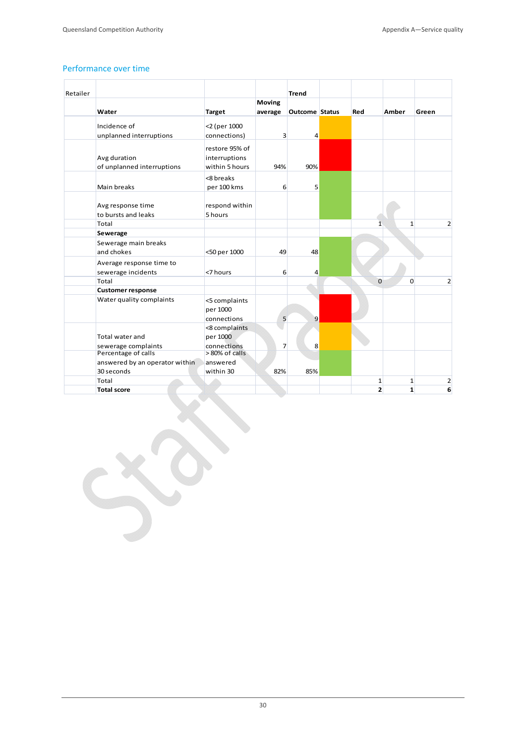## Performance over time

| Retailer | | | | Trend | | | | |
|---|---|---|---|---|---|---|---|---|
| | **Water** | **Target** | **Moving average** | **Outcome** | **Status** | **Red** | **Amber** | **Green** |
| | Incidence of unplanned interruptions | <2 (per 1000 connections) | 3 | 4 | | | | |
| | Avg duration of unplanned interruptions | restore 95% of interruptions within 5 hours | 94% | 90% | | | | |
| | Main breaks | <8 breaks per 100 kms | 6 | 5 | | | | |
| | Avg response time to bursts and leaks | respond within 5 hours | | | | | | |
| | Total | | | | | 1 | 1 | 2 |
| | **Sewerage** | | | | | | | |
| | Sewerage main breaks and chokes | <50 per 1000 | 49 | 48 | | | | |
| | Average response time to sewerage incidents | <7 hours | 6 | 4 | | | | |
| | Total | | | | | 0 | 0 | 2 |
| | **Customer response** | | | | | | | |
| | Water quality complaints | <5 complaints per 1000 connections | 5 | 9 | | | | |
| | Total water and sewerage complaints | <8 complaints per 1000 connections | 7 | 8 | | | | |
| | Percentage of calls answered by an operator within 30 seconds | > 80% of calls answered within 30 | 82% | 85% | | | | |
| | Total | | | | | 1 | 1 | 2 |
| | **Total score** | | | | | **2** | **1** | **6** |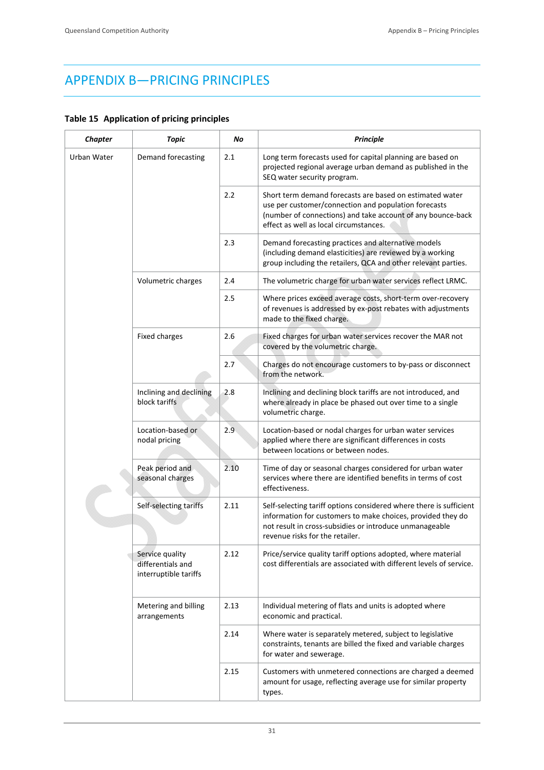# APPENDIX B—PRICING PRINCIPLES

**Table 15 Application of pricing principles**

| *Chapter* | *Topic* | *No* | *Principle* |
|---|---|---|---|
| Urban Water | Demand forecasting | 2.1 | Long term forecasts used for capital planning are based on projected regional average urban demand as published in the SEQ water security program. |
| | | 2.2 | Short term demand forecasts are based on estimated water use per customer/connection and population forecasts (number of connections) and take account of any bounce-back effect as well as local circumstances. |
| | | 2.3 | Demand forecasting practices and alternative models (including demand elasticities) are reviewed by a working group including the retailers, QCA and other relevant parties. |
| | Volumetric charges | 2.4 | The volumetric charge for urban water services reflect LRMC. |
| | | 2.5 | Where prices exceed average costs, short-term over-recovery of revenues is addressed by ex-post rebates with adjustments made to the fixed charge. |
| | Fixed charges | 2.6 | Fixed charges for urban water services recover the MAR not covered by the volumetric charge. |
| | | 2.7 | Charges do not encourage customers to by-pass or disconnect from the network. |
| | Inclining and declining block tariffs | 2.8 | Inclining and declining block tariffs are not introduced, and where already in place be phased out over time to a single volumetric charge. |
| | Location-based or nodal pricing | 2.9 | Location-based or nodal charges for urban water services applied where there are significant differences in costs between locations or between nodes. |
| | Peak period and seasonal charges | 2.10 | Time of day or seasonal charges considered for urban water services where there are identified benefits in terms of cost effectiveness. |
| | Self-selecting tariffs | 2.11 | Self-selecting tariff options considered where there is sufficient information for customers to make choices, provided they do not result in cross-subsidies or introduce unmanageable revenue risks for the retailer. |
| | Service quality differentials and interruptible tariffs | 2.12 | Price/service quality tariff options adopted, where material cost differentials are associated with different levels of service. |
| | Metering and billing arrangements | 2.13 | Individual metering of flats and units is adopted where economic and practical. |
| | | 2.14 | Where water is separately metered, subject to legislative constraints, tenants are billed the fixed and variable charges for water and sewerage. |
| | | 2.15 | Customers with unmetered connections are charged a deemed amount for usage, reflecting average use for similar property types. |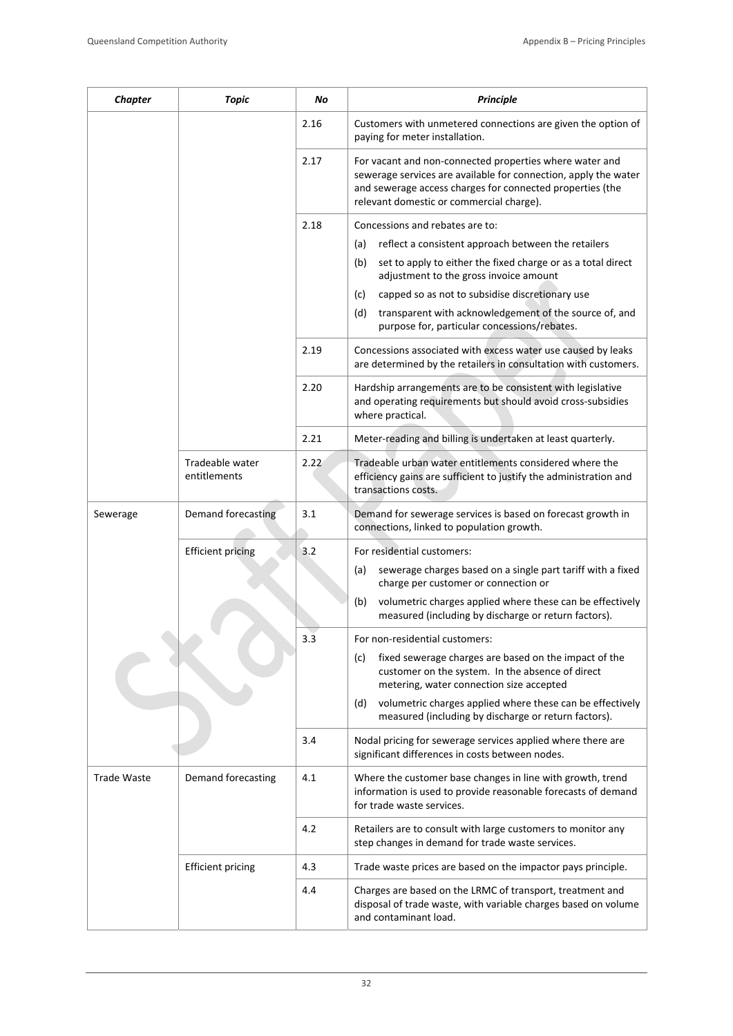| Chapter | Topic | No | Principle |
|---|---|---|---|
| | | 2.16 | Customers with unmetered connections are given the option of paying for meter installation. |
| | | 2.17 | For vacant and non-connected properties where water and sewerage services are available for connection, apply the water and sewerage access charges for connected properties (the relevant domestic or commercial charge). |
| | | 2.18 | Concessions and rebates are to:<br>(a) reflect a consistent approach between the retailers<br>(b) set to apply to either the fixed charge or as a total direct adjustment to the gross invoice amount<br>(c) capped so as not to subsidise discretionary use<br>(d) transparent with acknowledgement of the source of, and purpose for, particular concessions/rebates. |
| | | 2.19 | Concessions associated with excess water use caused by leaks are determined by the retailers in consultation with customers. |
| | | 2.20 | Hardship arrangements are to be consistent with legislative and operating requirements but should avoid cross-subsidies where practical. |
| | | 2.21 | Meter-reading and billing is undertaken at least quarterly. |
| | Tradeable water entitlements | 2.22 | Tradeable urban water entitlements considered where the efficiency gains are sufficient to justify the administration and transactions costs. |
| Sewerage | Demand forecasting | 3.1 | Demand for sewerage services is based on forecast growth in connections, linked to population growth. |
| | Efficient pricing | 3.2 | For residential customers:<br>(a) sewerage charges based on a single part tariff with a fixed charge per customer or connection or<br>(b) volumetric charges applied where these can be effectively measured (including by discharge or return factors). |
| | | 3.3 | For non-residential customers:<br>(c) fixed sewerage charges are based on the impact of the customer on the system. In the absence of direct metering, water connection size accepted<br>(d) volumetric charges applied where these can be effectively measured (including by discharge or return factors). |
| | | 3.4 | Nodal pricing for sewerage services applied where there are significant differences in costs between nodes. |
| Trade Waste | Demand forecasting | 4.1 | Where the customer base changes in line with growth, trend information is used to provide reasonable forecasts of demand for trade waste services. |
| | | 4.2 | Retailers are to consult with large customers to monitor any step changes in demand for trade waste services. |
| | Efficient pricing | 4.3 | Trade waste prices are based on the impactor pays principle. |
| | | 4.4 | Charges are based on the LRMC of transport, treatment and disposal of trade waste, with variable charges based on volume and contaminant load. |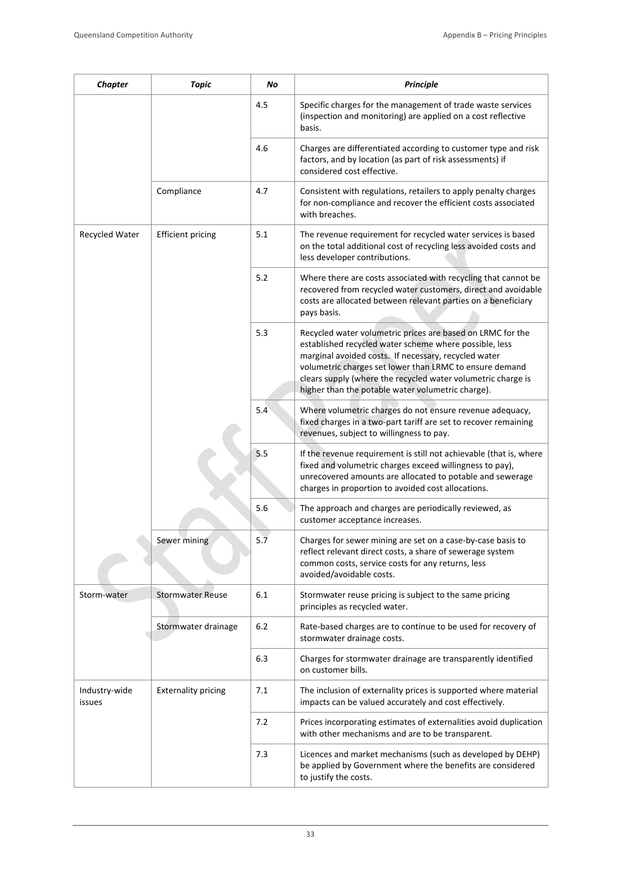| *Chapter* | *Topic* | *No* | *Principle* |
|---|---|---|---|
| | | 4.5 | Specific charges for the management of trade waste services (inspection and monitoring) are applied on a cost reflective basis. |
| | | 4.6 | Charges are differentiated according to customer type and risk factors, and by location (as part of risk assessments) if considered cost effective. |
| | Compliance | 4.7 | Consistent with regulations, retailers to apply penalty charges for non-compliance and recover the efficient costs associated with breaches. |
| Recycled Water | Efficient pricing | 5.1 | The revenue requirement for recycled water services is based on the total additional cost of recycling less avoided costs and less developer contributions. |
| | | 5.2 | Where there are costs associated with recycling that cannot be recovered from recycled water customers, direct and avoidable costs are allocated between relevant parties on a beneficiary pays basis. |
| | | 5.3 | Recycled water volumetric prices are based on LRMC for the established recycled water scheme where possible, less marginal avoided costs. If necessary, recycled water volumetric charges set lower than LRMC to ensure demand clears supply (where the recycled water volumetric charge is higher than the potable water volumetric charge). |
| | | 5.4 | Where volumetric charges do not ensure revenue adequacy, fixed charges in a two-part tariff are set to recover remaining revenues, subject to willingness to pay. |
| | | 5.5 | If the revenue requirement is still not achievable (that is, where fixed and volumetric charges exceed willingness to pay), unrecovered amounts are allocated to potable and sewerage charges in proportion to avoided cost allocations. |
| | | 5.6 | The approach and charges are periodically reviewed, as customer acceptance increases. |
| | Sewer mining | 5.7 | Charges for sewer mining are set on a case-by-case basis to reflect relevant direct costs, a share of sewerage system common costs, service costs for any returns, less avoided/avoidable costs. |
| Storm-water | Stormwater Reuse | 6.1 | Stormwater reuse pricing is subject to the same pricing principles as recycled water. |
| | Stormwater drainage | 6.2 | Rate-based charges are to continue to be used for recovery of stormwater drainage costs. |
| | | 6.3 | Charges for stormwater drainage are transparently identified on customer bills. |
| Industry-wide issues | Externality pricing | 7.1 | The inclusion of externality prices is supported where material impacts can be valued accurately and cost effectively. |
| | | 7.2 | Prices incorporating estimates of externalities avoid duplication with other mechanisms and are to be transparent. |
| | | 7.3 | Licences and market mechanisms (such as developed by DEHP) be applied by Government where the benefits are considered to justify the costs. |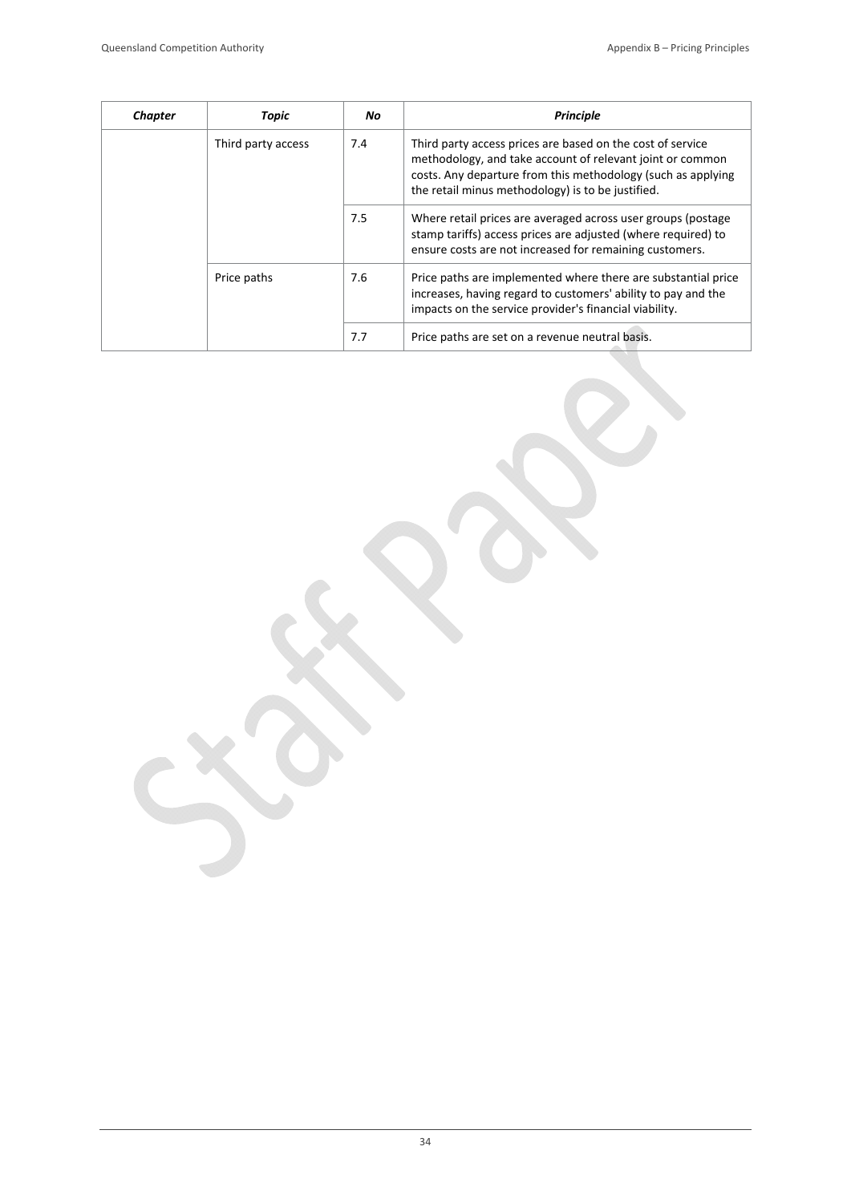| *Chapter* | *Topic* | *No* | *Principle* |
|---|---|---|---|
| | Third party access | 7.4 | Third party access prices are based on the cost of service methodology, and take account of relevant joint or common costs. Any departure from this methodology (such as applying the retail minus methodology) is to be justified. |
| | | 7.5 | Where retail prices are averaged across user groups (postage stamp tariffs) access prices are adjusted (where required) to ensure costs are not increased for remaining customers. |
| | Price paths | 7.6 | Price paths are implemented where there are substantial price increases, having regard to customers' ability to pay and the impacts on the service provider's financial viability. |
| | | 7.7 | Price paths are set on a revenue neutral basis. |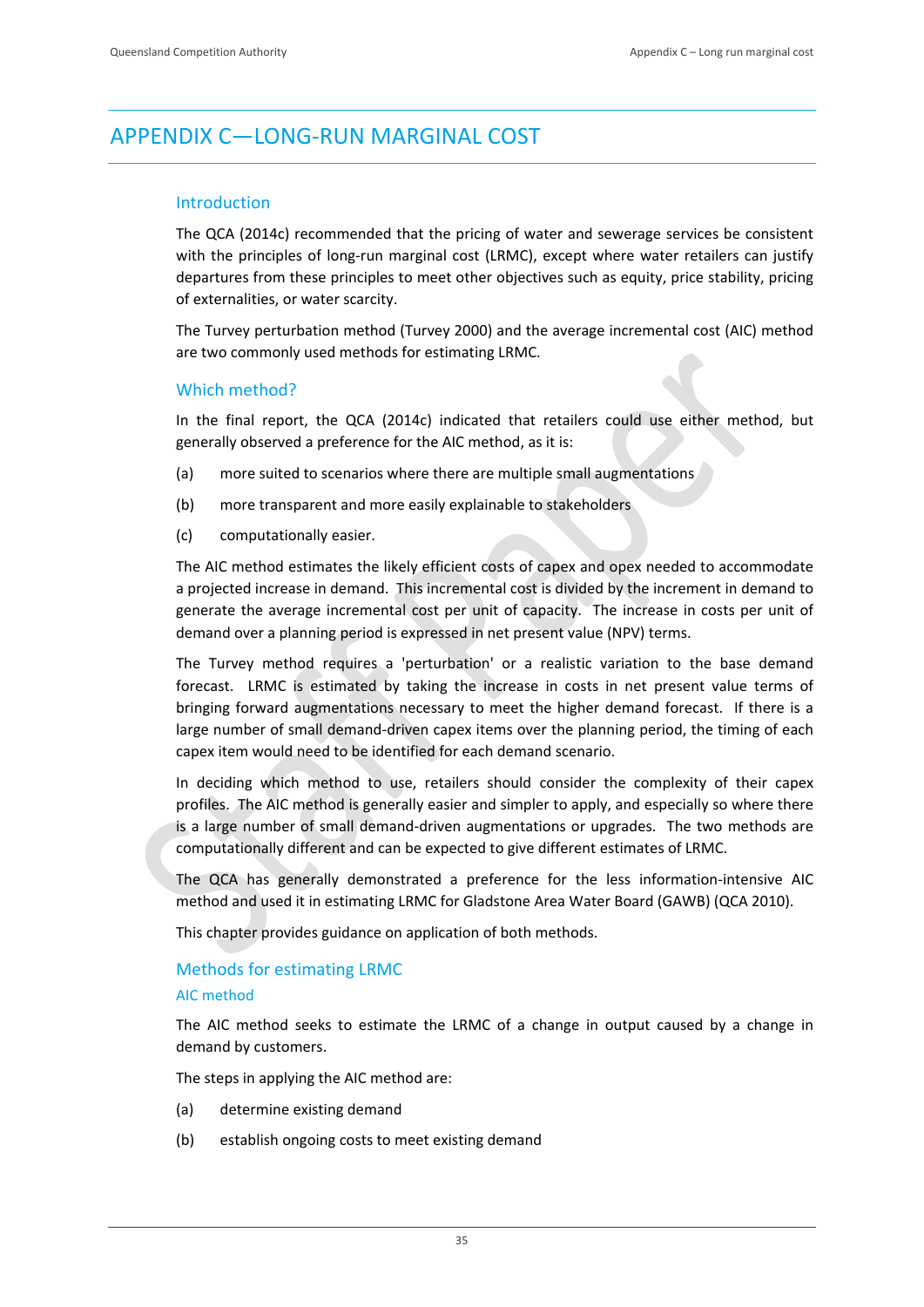# APPENDIX C—LONG-RUN MARGINAL COST

## Introduction

The QCA (2014c) recommended that the pricing of water and sewerage services be consistent with the principles of long-run marginal cost (LRMC), except where water retailers can justify departures from these principles to meet other objectives such as equity, price stability, pricing of externalities, or water scarcity.

The Turvey perturbation method (Turvey 2000) and the average incremental cost (AIC) method are two commonly used methods for estimating LRMC.

## Which method?

In the final report, the QCA (2014c) indicated that retailers could use either method, but generally observed a preference for the AIC method, as it is:

(a) more suited to scenarios where there are multiple small augmentations

(b) more transparent and more easily explainable to stakeholders

(c) computationally easier.

The AIC method estimates the likely efficient costs of capex and opex needed to accommodate a projected increase in demand. This incremental cost is divided by the increment in demand to generate the average incremental cost per unit of capacity. The increase in costs per unit of demand over a planning period is expressed in net present value (NPV) terms.

The Turvey method requires a 'perturbation' or a realistic variation to the base demand forecast. LRMC is estimated by taking the increase in costs in net present value terms of bringing forward augmentations necessary to meet the higher demand forecast. If there is a large number of small demand-driven capex items over the planning period, the timing of each capex item would need to be identified for each demand scenario.

In deciding which method to use, retailers should consider the complexity of their capex profiles. The AIC method is generally easier and simpler to apply, and especially so where there is a large number of small demand-driven augmentations or upgrades. The two methods are computationally different and can be expected to give different estimates of LRMC.

The QCA has generally demonstrated a preference for the less information-intensive AIC method and used it in estimating LRMC for Gladstone Area Water Board (GAWB) (QCA 2010).

This chapter provides guidance on application of both methods.

## Methods for estimating LRMC

### AIC method

The AIC method seeks to estimate the LRMC of a change in output caused by a change in demand by customers.

The steps in applying the AIC method are:

(a) determine existing demand

(b) establish ongoing costs to meet existing demand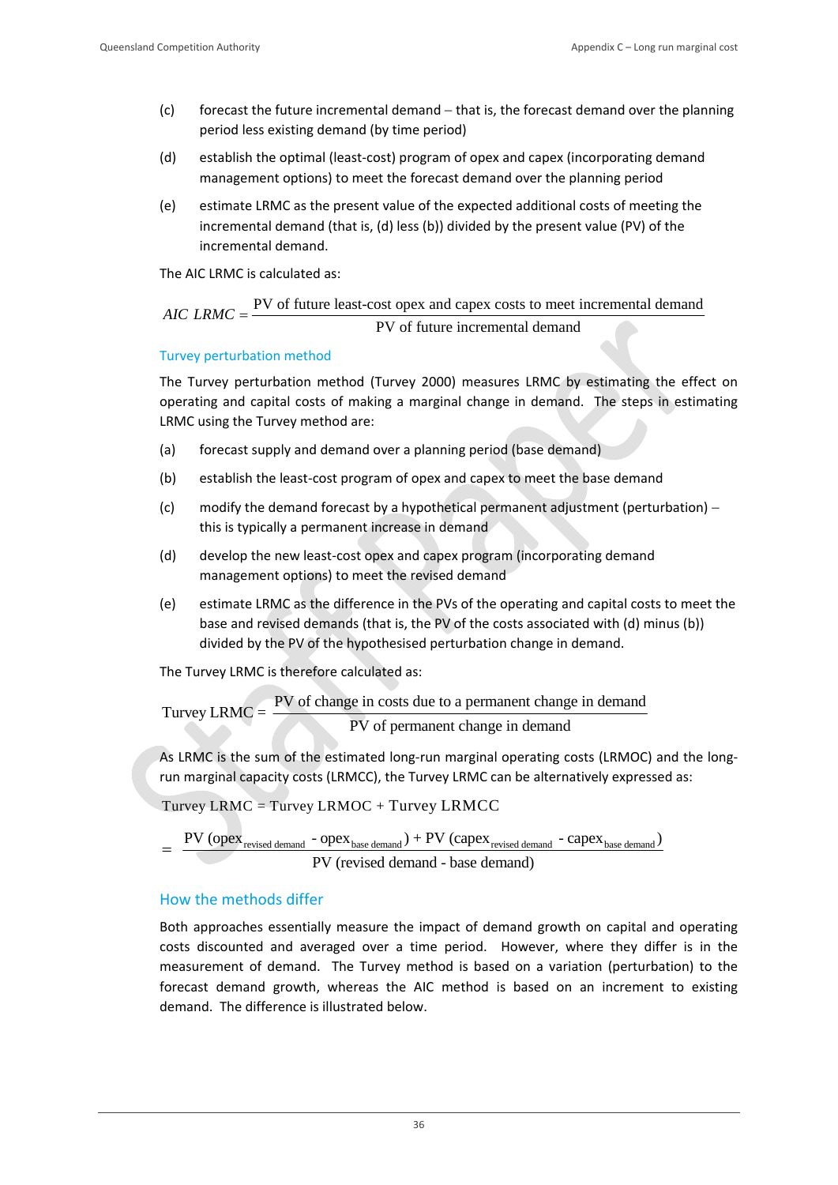(c) forecast the future incremental demand – that is, the forecast demand over the planning period less existing demand (by time period)

(d) establish the optimal (least-cost) program of opex and capex (incorporating demand management options) to meet the forecast demand over the planning period

(e) estimate LRMC as the present value of the expected additional costs of meeting the incremental demand (that is, (d) less (b)) divided by the present value (PV) of the incremental demand.

The AIC LRMC is calculated as:

$$AIC\ LRMC = \frac{\text{PV of future least-cost opex and capex costs to meet incremental demand}}{\text{PV of future incremental demand}}$$

### Turvey perturbation method

The Turvey perturbation method (Turvey 2000) measures LRMC by estimating the effect on operating and capital costs of making a marginal change in demand. The steps in estimating LRMC using the Turvey method are:

(a) forecast supply and demand over a planning period (base demand)

(b) establish the least-cost program of opex and capex to meet the base demand

(c) modify the demand forecast by a hypothetical permanent adjustment (perturbation) – this is typically a permanent increase in demand

(d) develop the new least-cost opex and capex program (incorporating demand management options) to meet the revised demand

(e) estimate LRMC as the difference in the PVs of the operating and capital costs to meet the base and revised demands (that is, the PV of the costs associated with (d) minus (b)) divided by the PV of the hypothesised perturbation change in demand.

The Turvey LRMC is therefore calculated as:

$$\text{Turvey LRMC} = \frac{\text{PV of change in costs due to a permanent change in demand}}{\text{PV of permanent change in demand}}$$

As LRMC is the sum of the estimated long-run marginal operating costs (LRMOC) and the long-run marginal capacity costs (LRMCC), the Turvey LRMC can be alternatively expressed as:

$$\text{Turvey LRMC} = \text{Turvey LRMOC} + \text{Turvey LRMCC}$$

$$= \frac{\text{PV}\left(\text{opex}_{\text{revised demand}} - \text{opex}_{\text{base demand}}\right) + \text{PV}\left(\text{capex}_{\text{revised demand}} - \text{capex}_{\text{base demand}}\right)}{\text{PV (revised demand - base demand)}}$$

### How the methods differ

Both approaches essentially measure the impact of demand growth on capital and operating costs discounted and averaged over a time period. However, where they differ is in the measurement of demand. The Turvey method is based on a variation (perturbation) to the forecast demand growth, whereas the AIC method is based on an increment to existing demand. The difference is illustrated below.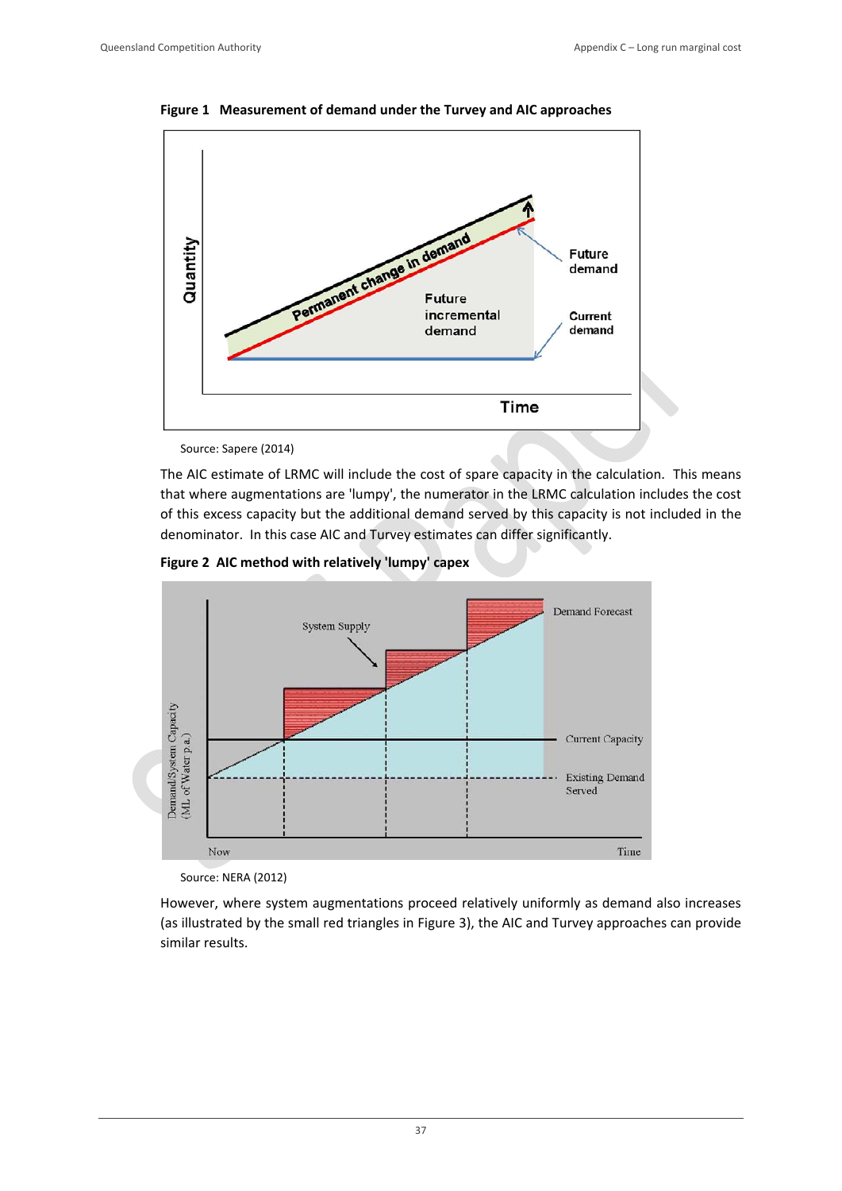**Figure 1 Measurement of demand under the Turvey and AIC approaches**

Source: Sapere (2014)

The AIC estimate of LRMC will include the cost of spare capacity in the calculation. This means that where augmentations are 'lumpy', the numerator in the LRMC calculation includes the cost of this excess capacity but the additional demand served by this capacity is not included in the denominator. In this case AIC and Turvey estimates can differ significantly.

**Figure 2 AIC method with relatively 'lumpy' capex**

Source: NERA (2012)

However, where system augmentations proceed relatively uniformly as demand also increases (as illustrated by the small red triangles in Figure 3), the AIC and Turvey approaches can provide similar results.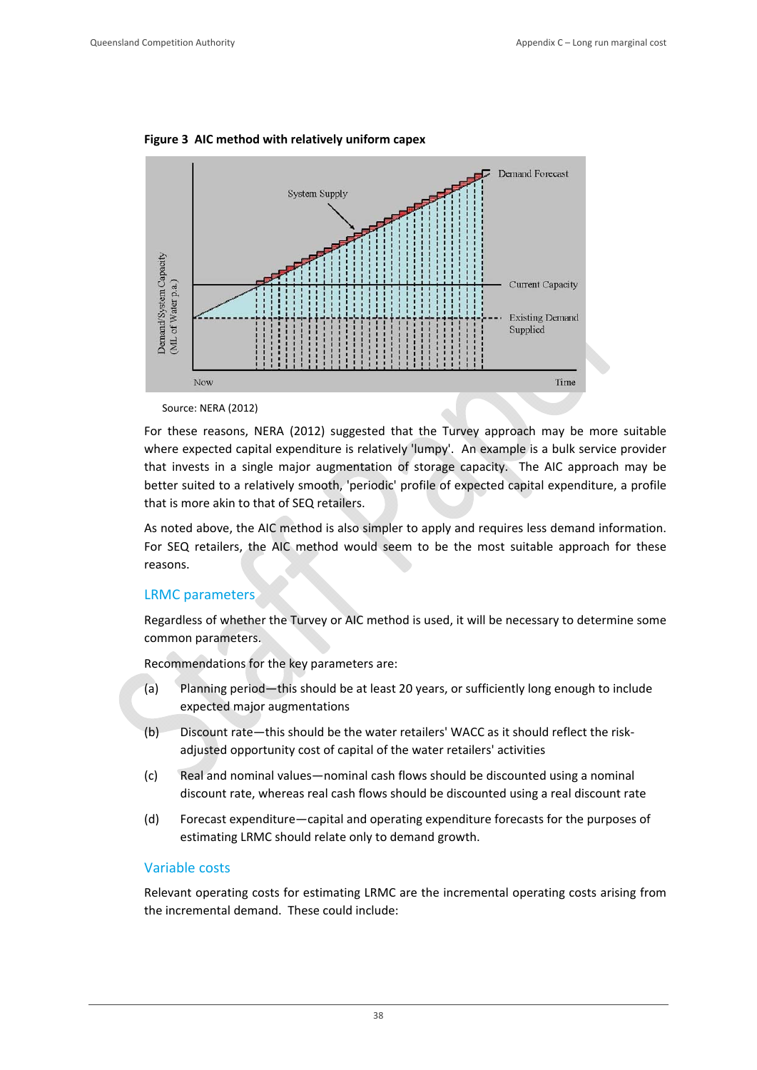**Figure 3 AIC method with relatively uniform capex**

Source: NERA (2012)

For these reasons, NERA (2012) suggested that the Turvey approach may be more suitable where expected capital expenditure is relatively 'lumpy'. An example is a bulk service provider that invests in a single major augmentation of storage capacity. The AIC approach may be better suited to a relatively smooth, 'periodic' profile of expected capital expenditure, a profile that is more akin to that of SEQ retailers.

As noted above, the AIC method is also simpler to apply and requires less demand information. For SEQ retailers, the AIC method would seem to be the most suitable approach for these reasons.

## LRMC parameters

Regardless of whether the Turvey or AIC method is used, it will be necessary to determine some common parameters.

Recommendations for the key parameters are:

(a) Planning period—this should be at least 20 years, or sufficiently long enough to include expected major augmentations

(b) Discount rate—this should be the water retailers' WACC as it should reflect the risk-adjusted opportunity cost of capital of the water retailers' activities

(c) Real and nominal values—nominal cash flows should be discounted using a nominal discount rate, whereas real cash flows should be discounted using a real discount rate

(d) Forecast expenditure—capital and operating expenditure forecasts for the purposes of estimating LRMC should relate only to demand growth.

## Variable costs

Relevant operating costs for estimating LRMC are the incremental operating costs arising from the incremental demand. These could include: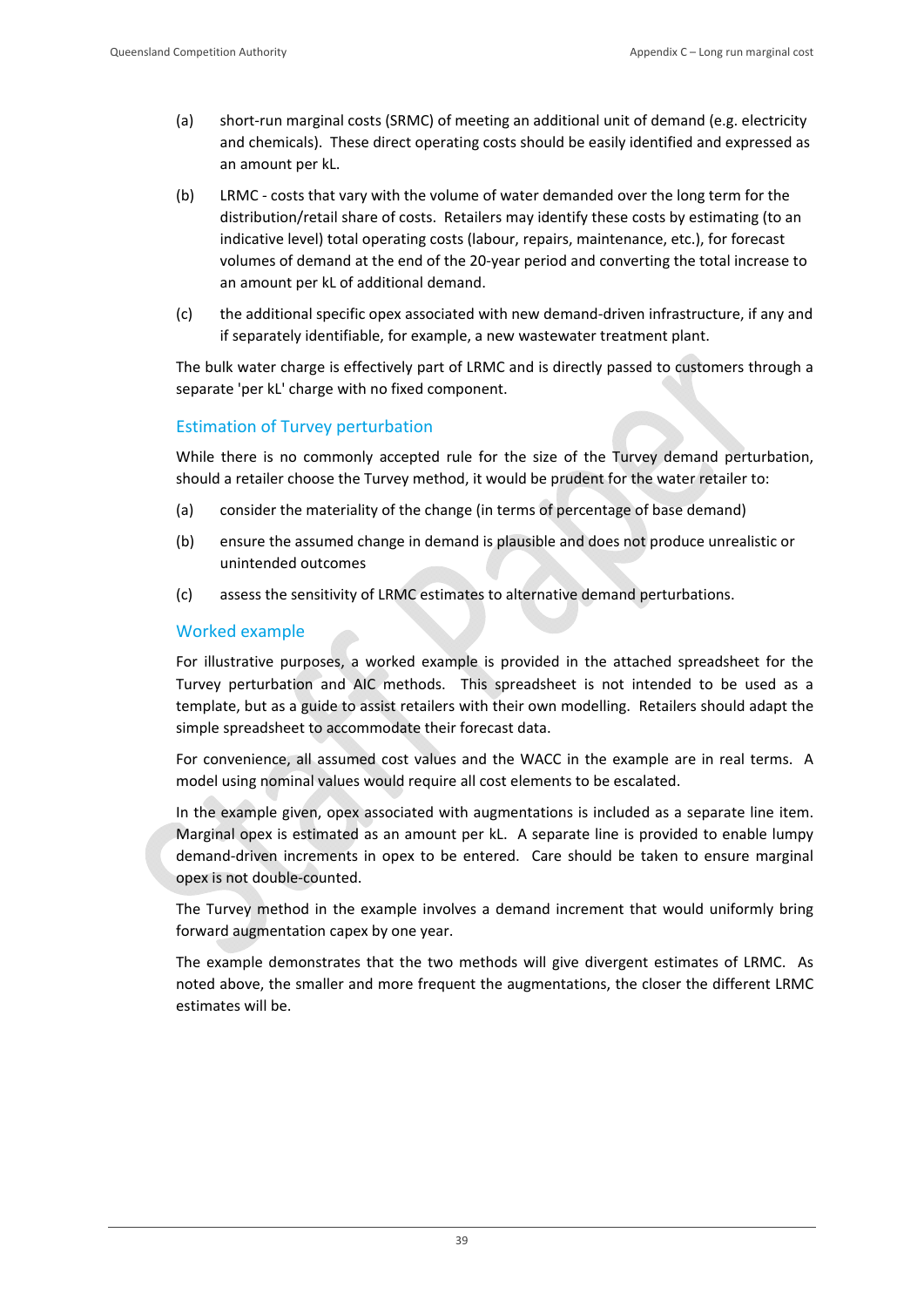(a) short-run marginal costs (SRMC) of meeting an additional unit of demand (e.g. electricity and chemicals). These direct operating costs should be easily identified and expressed as an amount per kL.

(b) LRMC - costs that vary with the volume of water demanded over the long term for the distribution/retail share of costs. Retailers may identify these costs by estimating (to an indicative level) total operating costs (labour, repairs, maintenance, etc.), for forecast volumes of demand at the end of the 20-year period and converting the total increase to an amount per kL of additional demand.

(c) the additional specific opex associated with new demand-driven infrastructure, if any and if separately identifiable, for example, a new wastewater treatment plant.

The bulk water charge is effectively part of LRMC and is directly passed to customers through a separate 'per kL' charge with no fixed component.

### Estimation of Turvey perturbation

While there is no commonly accepted rule for the size of the Turvey demand perturbation, should a retailer choose the Turvey method, it would be prudent for the water retailer to:

(a) consider the materiality of the change (in terms of percentage of base demand)

(b) ensure the assumed change in demand is plausible and does not produce unrealistic or unintended outcomes

(c) assess the sensitivity of LRMC estimates to alternative demand perturbations.

### Worked example

For illustrative purposes, a worked example is provided in the attached spreadsheet for the Turvey perturbation and AIC methods. This spreadsheet is not intended to be used as a template, but as a guide to assist retailers with their own modelling. Retailers should adapt the simple spreadsheet to accommodate their forecast data.

For convenience, all assumed cost values and the WACC in the example are in real terms. A model using nominal values would require all cost elements to be escalated.

In the example given, opex associated with augmentations is included as a separate line item. Marginal opex is estimated as an amount per kL. A separate line is provided to enable lumpy demand-driven increments in opex to be entered. Care should be taken to ensure marginal opex is not double-counted.

The Turvey method in the example involves a demand increment that would uniformly bring forward augmentation capex by one year.

The example demonstrates that the two methods will give divergent estimates of LRMC. As noted above, the smaller and more frequent the augmentations, the closer the different LRMC estimates will be.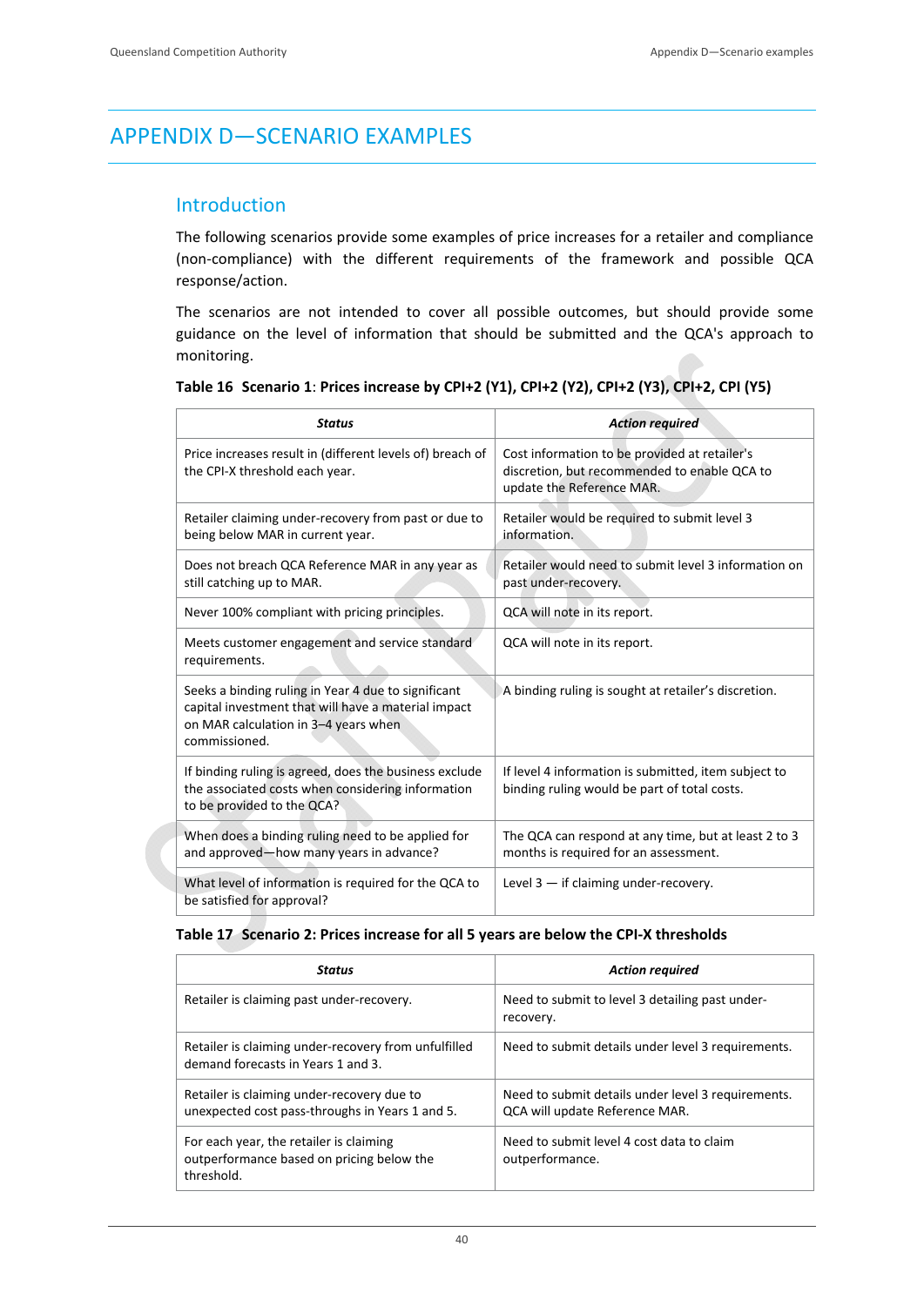# APPENDIX D—SCENARIO EXAMPLES

## Introduction

The following scenarios provide some examples of price increases for a retailer and compliance (non-compliance) with the different requirements of the framework and possible QCA response/action.

The scenarios are not intended to cover all possible outcomes, but should provide some guidance on the level of information that should be submitted and the QCA's approach to monitoring.

**Table 16 Scenario 1: Prices increase by CPI+2 (Y1), CPI+2 (Y2), CPI+2 (Y3), CPI+2, CPI (Y5)**

| *Status* | *Action required* |
|---|---|
| Price increases result in (different levels of) breach of the CPI-X threshold each year. | Cost information to be provided at retailer's discretion, but recommended to enable QCA to update the Reference MAR. |
| Retailer claiming under-recovery from past or due to being below MAR in current year. | Retailer would be required to submit level 3 information. |
| Does not breach QCA Reference MAR in any year as still catching up to MAR. | Retailer would need to submit level 3 information on past under-recovery. |
| Never 100% compliant with pricing principles. | QCA will note in its report. |
| Meets customer engagement and service standard requirements. | QCA will note in its report. |
| Seeks a binding ruling in Year 4 due to significant capital investment that will have a material impact on MAR calculation in 3–4 years when commissioned. | A binding ruling is sought at retailer's discretion. |
| If binding ruling is agreed, does the business exclude the associated costs when considering information to be provided to the QCA? | If level 4 information is submitted, item subject to binding ruling would be part of total costs. |
| When does a binding ruling need to be applied for and approved—how many years in advance? | The QCA can respond at any time, but at least 2 to 3 months is required for an assessment. |
| What level of information is required for the QCA to be satisfied for approval? | Level 3 — if claiming under-recovery. |

**Table 17 Scenario 2: Prices increase for all 5 years are below the CPI-X thresholds**

| *Status* | *Action required* |
|---|---|
| Retailer is claiming past under-recovery. | Need to submit to level 3 detailing past under-recovery. |
| Retailer is claiming under-recovery from unfulfilled demand forecasts in Years 1 and 3. | Need to submit details under level 3 requirements. |
| Retailer is claiming under-recovery due to unexpected cost pass-throughs in Years 1 and 5. | Need to submit details under level 3 requirements. QCA will update Reference MAR. |
| For each year, the retailer is claiming outperformance based on pricing below the threshold. | Need to submit level 4 cost data to claim outperformance. |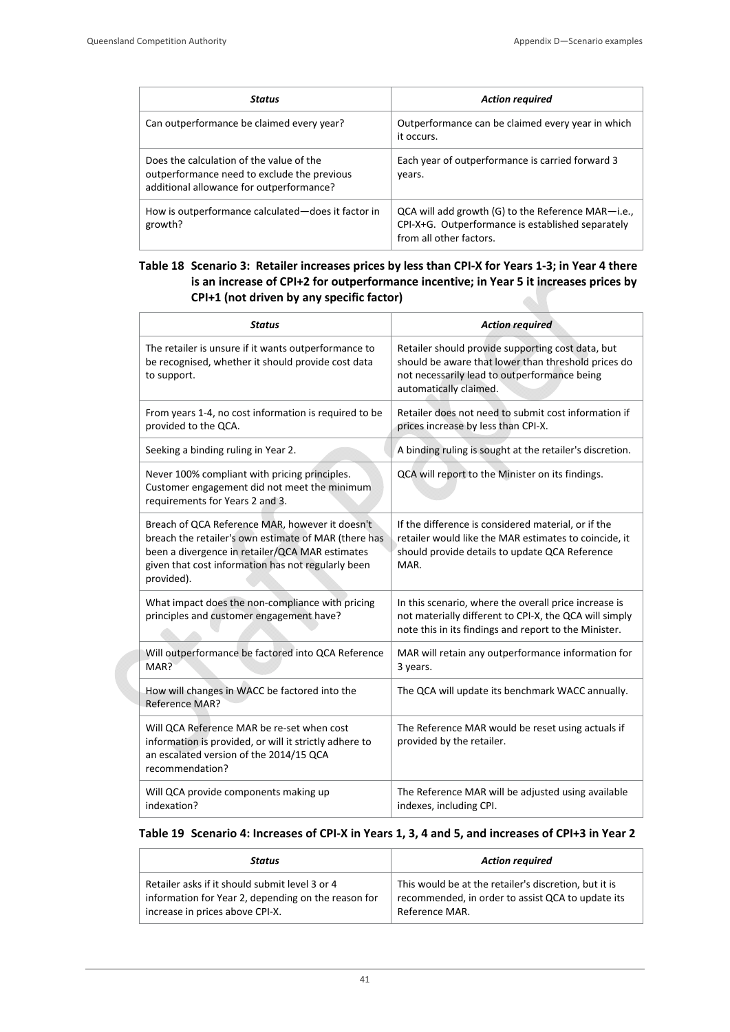| *Status* | *Action required* |
| --- | --- |
| Can outperformance be claimed every year? | Outperformance can be claimed every year in which it occurs. |
| Does the calculation of the value of the outperformance need to exclude the previous additional allowance for outperformance? | Each year of outperformance is carried forward 3 years. |
| How is outperformance calculated—does it factor in growth? | QCA will add growth (G) to the Reference MAR—i.e., CPI-X+G. Outperformance is established separately from all other factors. |

**Table 18 Scenario 3: Retailer increases prices by less than CPI-X for Years 1-3; in Year 4 there is an increase of CPI+2 for outperformance incentive; in Year 5 it increases prices by CPI+1 (not driven by any specific factor)**

| *Status* | *Action required* |
| --- | --- |
| The retailer is unsure if it wants outperformance to be recognised, whether it should provide cost data to support. | Retailer should provide supporting cost data, but should be aware that lower than threshold prices do not necessarily lead to outperformance being automatically claimed. |
| From years 1-4, no cost information is required to be provided to the QCA. | Retailer does not need to submit cost information if prices increase by less than CPI-X. |
| Seeking a binding ruling in Year 2. | A binding ruling is sought at the retailer's discretion. |
| Never 100% compliant with pricing principles. Customer engagement did not meet the minimum requirements for Years 2 and 3. | QCA will report to the Minister on its findings. |
| Breach of QCA Reference MAR, however it doesn't breach the retailer's own estimate of MAR (there has been a divergence in retailer/QCA MAR estimates given that cost information has not regularly been provided). | If the difference is considered material, or if the retailer would like the MAR estimates to coincide, it should provide details to update QCA Reference MAR. |
| What impact does the non-compliance with pricing principles and customer engagement have? | In this scenario, where the overall price increase is not materially different to CPI-X, the QCA will simply note this in its findings and report to the Minister. |
| Will outperformance be factored into QCA Reference MAR? | MAR will retain any outperformance information for 3 years. |
| How will changes in WACC be factored into the Reference MAR? | The QCA will update its benchmark WACC annually. |
| Will QCA Reference MAR be re-set when cost information is provided, or will it strictly adhere to an escalated version of the 2014/15 QCA recommendation? | The Reference MAR would be reset using actuals if provided by the retailer. |
| Will QCA provide components making up indexation? | The Reference MAR will be adjusted using available indexes, including CPI. |

**Table 19 Scenario 4: Increases of CPI-X in Years 1, 3, 4 and 5, and increases of CPI+3 in Year 2**

| *Status* | *Action required* |
| --- | --- |
| Retailer asks if it should submit level 3 or 4 information for Year 2, depending on the reason for increase in prices above CPI-X. | This would be at the retailer's discretion, but it is recommended, in order to assist QCA to update its Reference MAR. |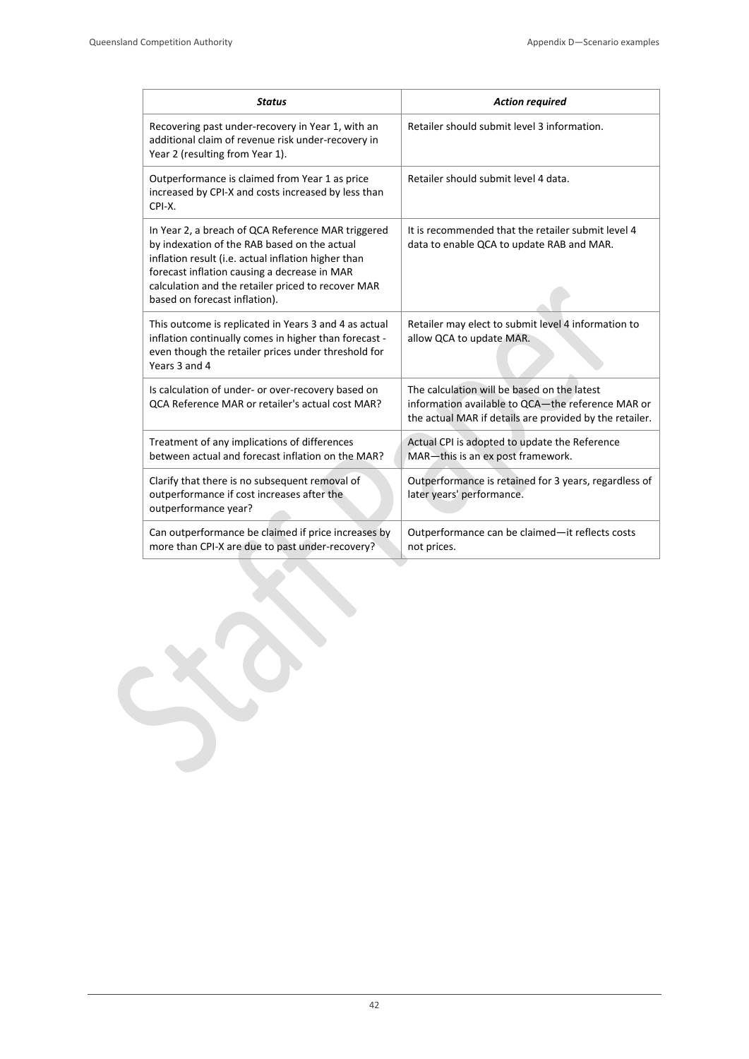| *Status* | *Action required* |
| --- | --- |
| Recovering past under-recovery in Year 1, with an additional claim of revenue risk under-recovery in Year 2 (resulting from Year 1). | Retailer should submit level 3 information. |
| Outperformance is claimed from Year 1 as price increased by CPI-X and costs increased by less than CPI-X. | Retailer should submit level 4 data. |
| In Year 2, a breach of QCA Reference MAR triggered by indexation of the RAB based on the actual inflation result (i.e. actual inflation higher than forecast inflation causing a decrease in MAR calculation and the retailer priced to recover MAR based on forecast inflation). | It is recommended that the retailer submit level 4 data to enable QCA to update RAB and MAR. |
| This outcome is replicated in Years 3 and 4 as actual inflation continually comes in higher than forecast - even though the retailer prices under threshold for Years 3 and 4 | Retailer may elect to submit level 4 information to allow QCA to update MAR. |
| Is calculation of under- or over-recovery based on QCA Reference MAR or retailer's actual cost MAR? | The calculation will be based on the latest information available to QCA—the reference MAR or the actual MAR if details are provided by the retailer. |
| Treatment of any implications of differences between actual and forecast inflation on the MAR? | Actual CPI is adopted to update the Reference MAR—this is an ex post framework. |
| Clarify that there is no subsequent removal of outperformance if cost increases after the outperformance year? | Outperformance is retained for 3 years, regardless of later years' performance. |
| Can outperformance be claimed if price increases by more than CPI-X are due to past under-recovery? | Outperformance can be claimed—it reflects costs not prices. |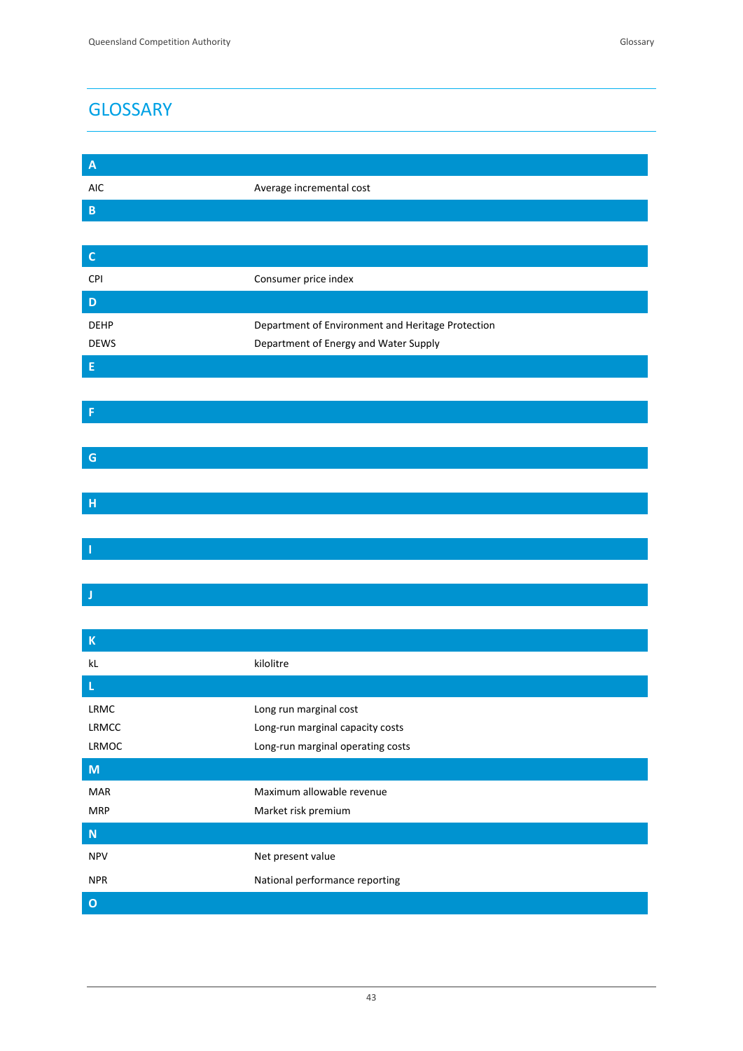# GLOSSARY

| | |
|---|---|
| **A** | |
| AIC | Average incremental cost |
| **B** | |
| | |
| **C** | |
| CPI | Consumer price index |
| **D** | |
| DEHP | Department of Environment and Heritage Protection |
| DEWS | Department of Energy and Water Supply |
| **E** | |
| | |
| **F** | |
| | |
| **G** | |
| | |
| **H** | |
| | |
| **I** | |
| | |
| **J** | |
| | |
| **K** | |
| kL | kilolitre |
| **L** | |
| LRMC | Long run marginal cost |
| LRMCC | Long-run marginal capacity costs |
| LRMOC | Long-run marginal operating costs |
| **M** | |
| MAR | Maximum allowable revenue |
| MRP | Market risk premium |
| **N** | |
| NPV | Net present value |
| NPR | National performance reporting |
| **O** | |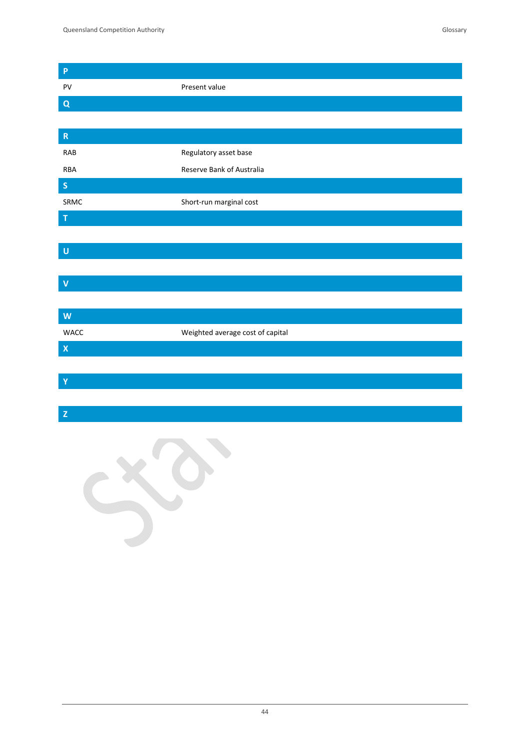| P | |
|---|---|
| PV | Present value |
| **Q** | |
| | |
| **R** | |
| RAB | Regulatory asset base |
| RBA | Reserve Bank of Australia |
| **S** | |
| SRMC | Short-run marginal cost |
| **T** | |
| | |
| **U** | |
| | |
| **V** | |
| | |
| **W** | |
| WACC | Weighted average cost of capital |
| **X** | |
| | |
| **Y** | |
| | |
| **Z** | |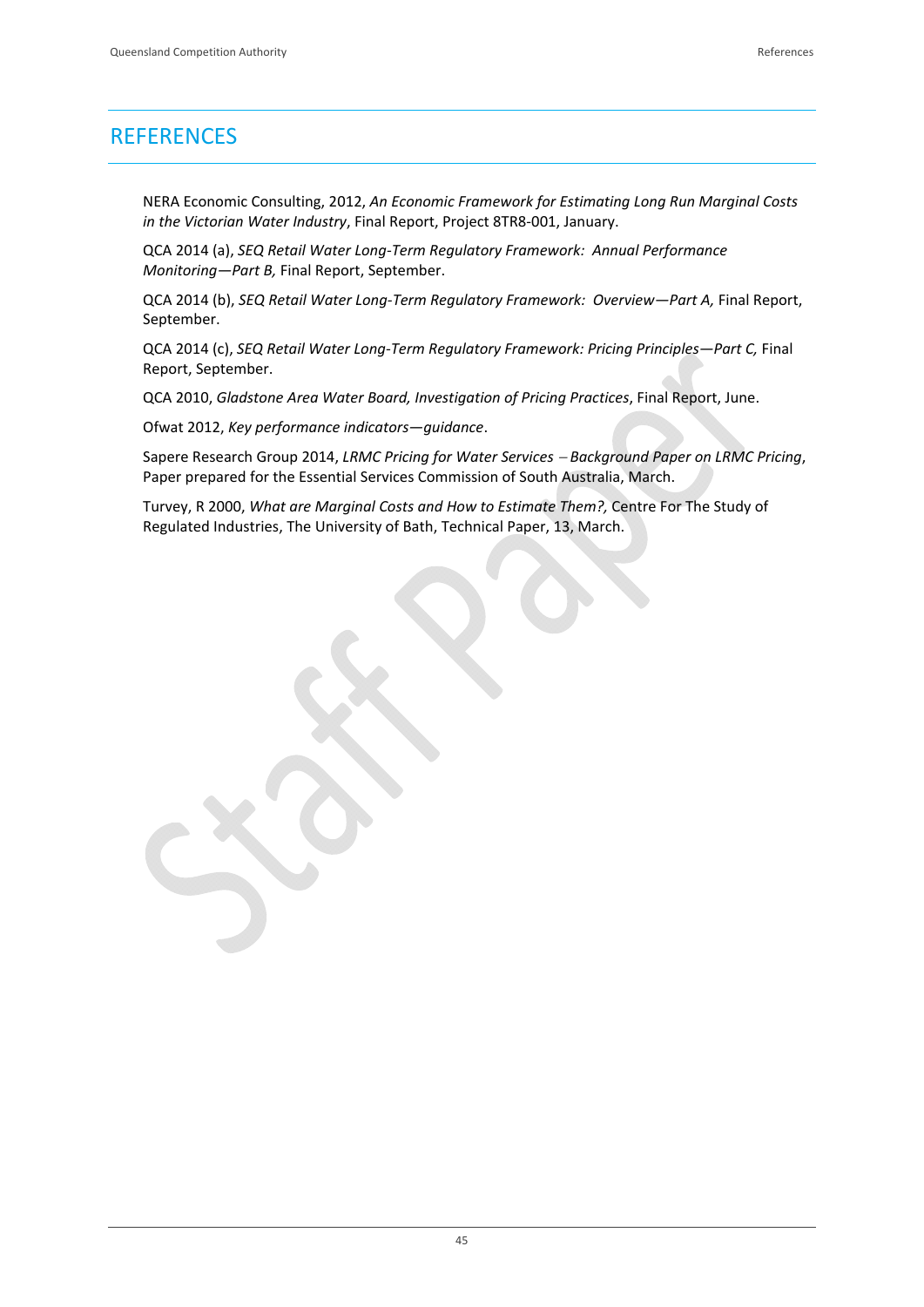# REFERENCES

NERA Economic Consulting, 2012, *An Economic Framework for Estimating Long Run Marginal Costs in the Victorian Water Industry*, Final Report, Project 8TR8-001, January.

QCA 2014 (a), *SEQ Retail Water Long-Term Regulatory Framework: Annual Performance Monitoring—Part B,* Final Report, September.

QCA 2014 (b), *SEQ Retail Water Long-Term Regulatory Framework: Overview—Part A,* Final Report, September.

QCA 2014 (c), *SEQ Retail Water Long-Term Regulatory Framework: Pricing Principles—Part C,* Final Report, September.

QCA 2010, *Gladstone Area Water Board, Investigation of Pricing Practices*, Final Report, June.

Ofwat 2012, *Key performance indicators—guidance*.

Sapere Research Group 2014, *LRMC Pricing for Water Services – Background Paper on LRMC Pricing*, Paper prepared for the Essential Services Commission of South Australia, March.

Turvey, R 2000, *What are Marginal Costs and How to Estimate Them?,* Centre For The Study of Regulated Industries, The University of Bath, Technical Paper, 13, March.